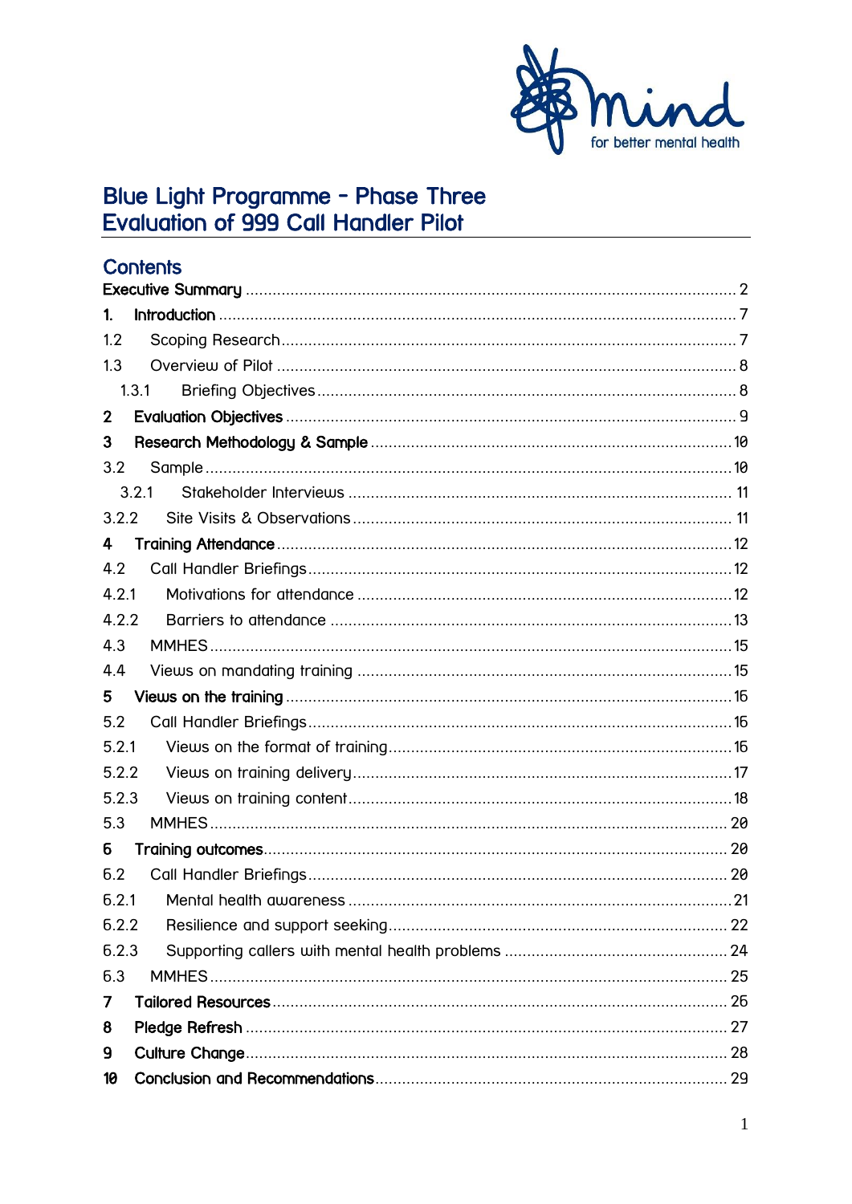# Blue Light Programme – Phase Three
# Evaluation of 999 Call Handler Pilot

## Contents

Executive Summary ..... 2

1. Introduction ..... 7

1.2 Scoping Research ..... 7

1.3 Overview of Pilot ..... 8

1.3.1 Briefing Objectives ..... 8

2 Evaluation Objectives ..... 9

3 Research Methodology & Sample ..... 10

3.2 Sample ..... 10

3.2.1 Stakeholder Interviews ..... 11

3.2.2 Site Visits & Observations ..... 11

4 Training Attendance ..... 12

4.2 Call Handler Briefings ..... 12

4.2.1 Motivations for attendance ..... 12

4.2.2 Barriers to attendance ..... 13

4.3 MMHES ..... 15

4.4 Views on mandating training ..... 15

5 Views on the training ..... 16

5.2 Call Handler Briefings ..... 16

5.2.1 Views on the format of training ..... 16

5.2.2 Views on training delivery ..... 17

5.2.3 Views on training content ..... 18

5.3 MMHES ..... 20

6 Training outcomes ..... 20

6.2 Call Handler Briefings ..... 20

6.2.1 Mental health awareness ..... 21

6.2.2 Resilience and support seeking ..... 22

6.2.3 Supporting callers with mental health problems ..... 24

6.3 MMHES ..... 25

7 Tailored Resources ..... 26

8 Pledge Refresh ..... 27

9 Culture Change ..... 28

10 Conclusion and Recommendations ..... 29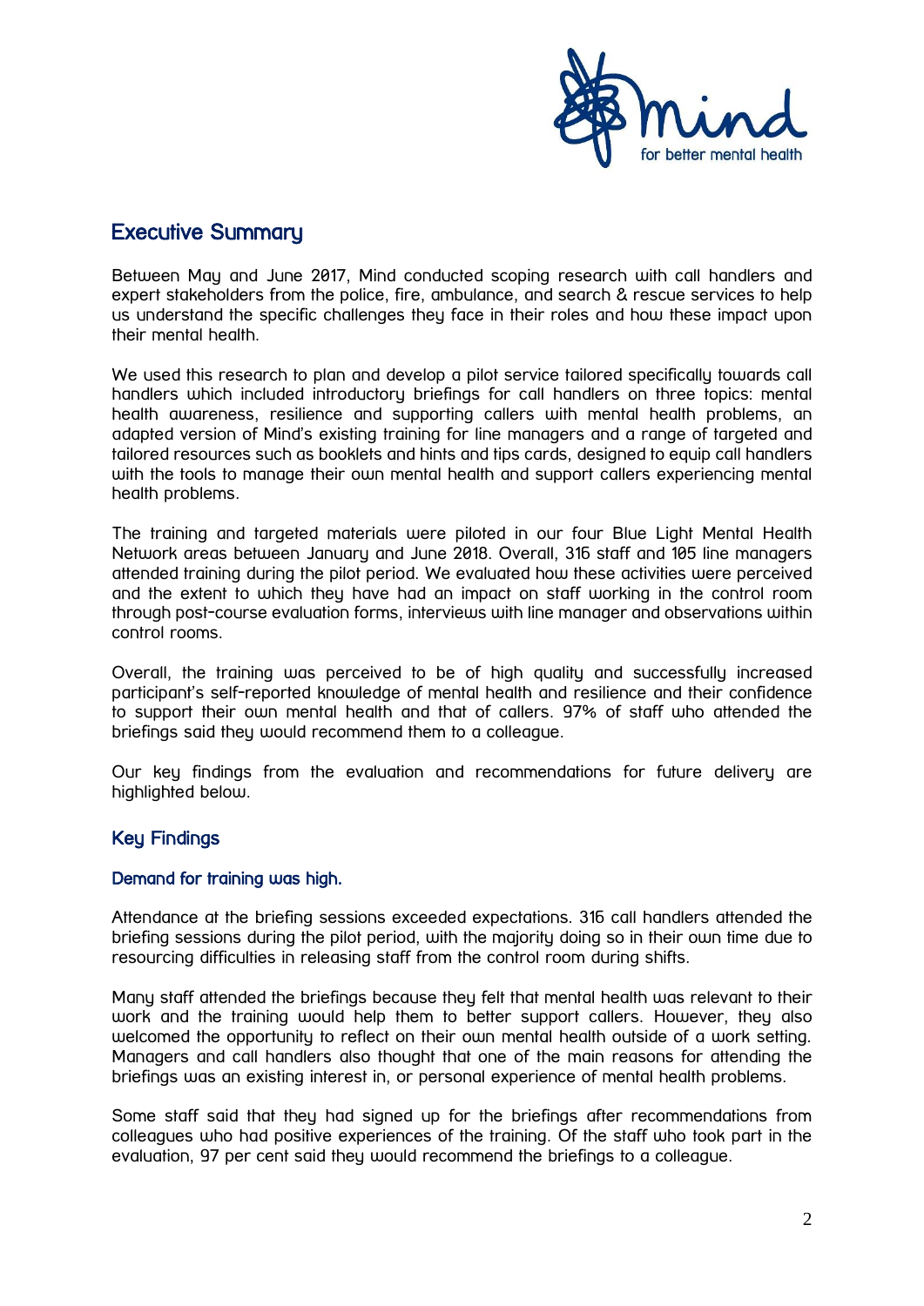## Executive Summary

Between May and June 2017, Mind conducted scoping research with call handlers and expert stakeholders from the police, fire, ambulance, and search & rescue services to help us understand the specific challenges they face in their roles and how these impact upon their mental health.

We used this research to plan and develop a pilot service tailored specifically towards call handlers which included introductory briefings for call handlers on three topics: mental health awareness, resilience and supporting callers with mental health problems, an adapted version of Mind's existing training for line managers and a range of targeted and tailored resources such as booklets and hints and tips cards, designed to equip call handlers with the tools to manage their own mental health and support callers experiencing mental health problems.

The training and targeted materials were piloted in our four Blue Light Mental Health Network areas between January and June 2018. Overall, 316 staff and 105 line managers attended training during the pilot period. We evaluated how these activities were perceived and the extent to which they have had an impact on staff working in the control room through post-course evaluation forms, interviews with line manager and observations within control rooms.

Overall, the training was perceived to be of high quality and successfully increased participant's self-reported knowledge of mental health and resilience and their confidence to support their own mental health and that of callers. 97% of staff who attended the briefings said they would recommend them to a colleague.

Our key findings from the evaluation and recommendations for future delivery are highlighted below.

### Key Findings

#### Demand for training was high.

Attendance at the briefing sessions exceeded expectations. 316 call handlers attended the briefing sessions during the pilot period, with the majority doing so in their own time due to resourcing difficulties in releasing staff from the control room during shifts.

Many staff attended the briefings because they felt that mental health was relevant to their work and the training would help them to better support callers. However, they also welcomed the opportunity to reflect on their own mental health outside of a work setting. Managers and call handlers also thought that one of the main reasons for attending the briefings was an existing interest in, or personal experience of mental health problems.

Some staff said that they had signed up for the briefings after recommendations from colleagues who had positive experiences of the training. Of the staff who took part in the evaluation, 97 per cent said they would recommend the briefings to a colleague.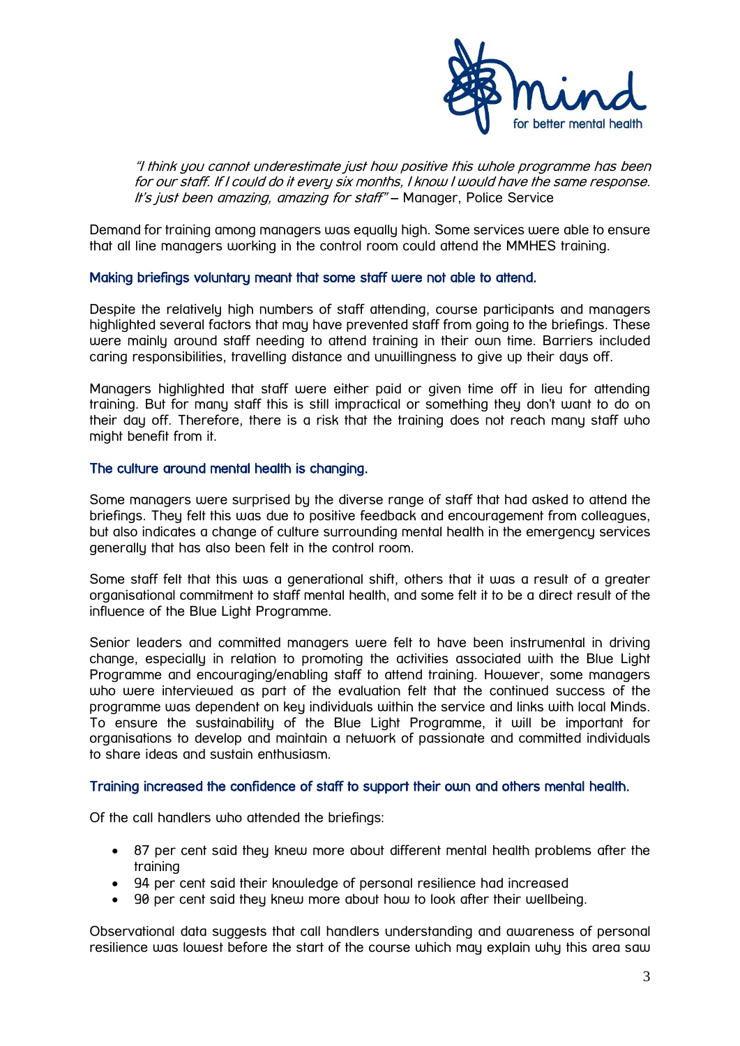*"I think you cannot underestimate just how positive this whole programme has been for our staff. If I could do it every six months, I know I would have the same response. It's just been amazing, amazing for staff"* – Manager, Police Service

Demand for training among managers was equally high. Some services were able to ensure that all line managers working in the control room could attend the MMHES training.

### Making briefings voluntary meant that some staff were not able to attend.

Despite the relatively high numbers of staff attending, course participants and managers highlighted several factors that may have prevented staff from going to the briefings. These were mainly around staff needing to attend training in their own time. Barriers included caring responsibilities, travelling distance and unwillingness to give up their days off.

Managers highlighted that staff were either paid or given time off in lieu for attending training. But for many staff this is still impractical or something they don't want to do on their day off. Therefore, there is a risk that the training does not reach many staff who might benefit from it.

### The culture around mental health is changing.

Some managers were surprised by the diverse range of staff that had asked to attend the briefings. They felt this was due to positive feedback and encouragement from colleagues, but also indicates a change of culture surrounding mental health in the emergency services generally that has also been felt in the control room.

Some staff felt that this was a generational shift, others that it was a result of a greater organisational commitment to staff mental health, and some felt it to be a direct result of the influence of the Blue Light Programme.

Senior leaders and committed managers were felt to have been instrumental in driving change, especially in relation to promoting the activities associated with the Blue Light Programme and encouraging/enabling staff to attend training. However, some managers who were interviewed as part of the evaluation felt that the continued success of the programme was dependent on key individuals within the service and links with local Minds. To ensure the sustainability of the Blue Light Programme, it will be important for organisations to develop and maintain a network of passionate and committed individuals to share ideas and sustain enthusiasm.

### Training increased the confidence of staff to support their own and others mental health.

Of the call handlers who attended the briefings:

- 87 per cent said they knew more about different mental health problems after the training
- 94 per cent said their knowledge of personal resilience had increased
- 90 per cent said they knew more about how to look after their wellbeing.

Observational data suggests that call handlers understanding and awareness of personal resilience was lowest before the start of the course which may explain why this area saw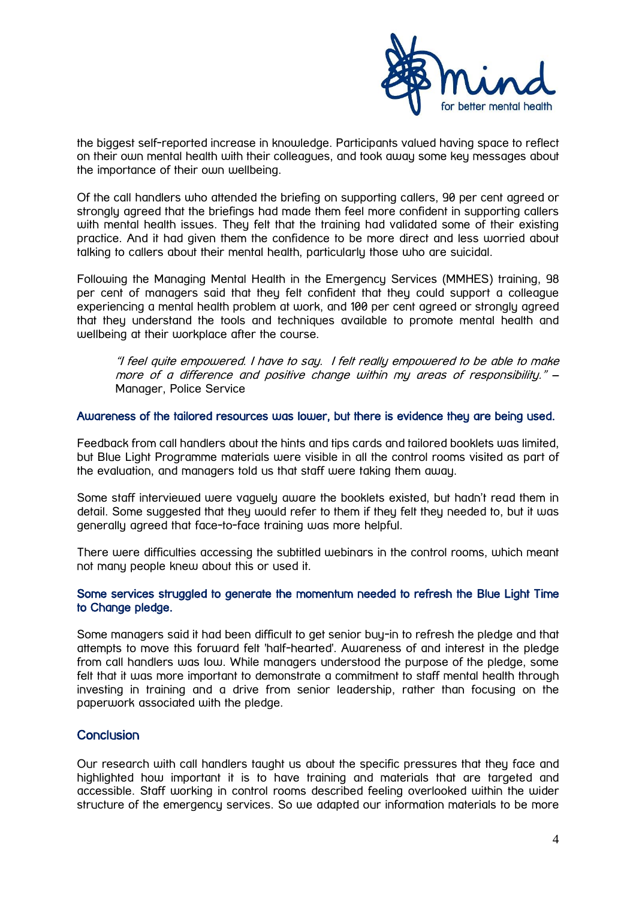the biggest self-reported increase in knowledge. Participants valued having space to reflect on their own mental health with their colleagues, and took away some key messages about the importance of their own wellbeing.

Of the call handlers who attended the briefing on supporting callers, 90 per cent agreed or strongly agreed that the briefings had made them feel more confident in supporting callers with mental health issues. They felt that the training had validated some of their existing practice. And it had given them the confidence to be more direct and less worried about talking to callers about their mental health, particularly those who are suicidal.

Following the Managing Mental Health in the Emergency Services (MMHES) training, 98 per cent of managers said that they felt confident that they could support a colleague experiencing a mental health problem at work, and 100 per cent agreed or strongly agreed that they understand the tools and techniques available to promote mental health and wellbeing at their workplace after the course.

> *"I feel quite empowered. I have to say. I felt really empowered to be able to make more of a difference and positive change within my areas of responsibility."* – Manager, Police Service

### Awareness of the tailored resources was lower, but there is evidence they are being used.

Feedback from call handlers about the hints and tips cards and tailored booklets was limited, but Blue Light Programme materials were visible in all the control rooms visited as part of the evaluation, and managers told us that staff were taking them away.

Some staff interviewed were vaguely aware the booklets existed, but hadn't read them in detail. Some suggested that they would refer to them if they felt they needed to, but it was generally agreed that face-to-face training was more helpful.

There were difficulties accessing the subtitled webinars in the control rooms, which meant not many people knew about this or used it.

### Some services struggled to generate the momentum needed to refresh the Blue Light Time to Change pledge.

Some managers said it had been difficult to get senior buy-in to refresh the pledge and that attempts to move this forward felt 'half-hearted'. Awareness of and interest in the pledge from call handlers was low. While managers understood the purpose of the pledge, some felt that it was more important to demonstrate a commitment to staff mental health through investing in training and a drive from senior leadership, rather than focusing on the paperwork associated with the pledge.

## Conclusion

Our research with call handlers taught us about the specific pressures that they face and highlighted how important it is to have training and materials that are targeted and accessible. Staff working in control rooms described feeling overlooked within the wider structure of the emergency services. So we adapted our information materials to be more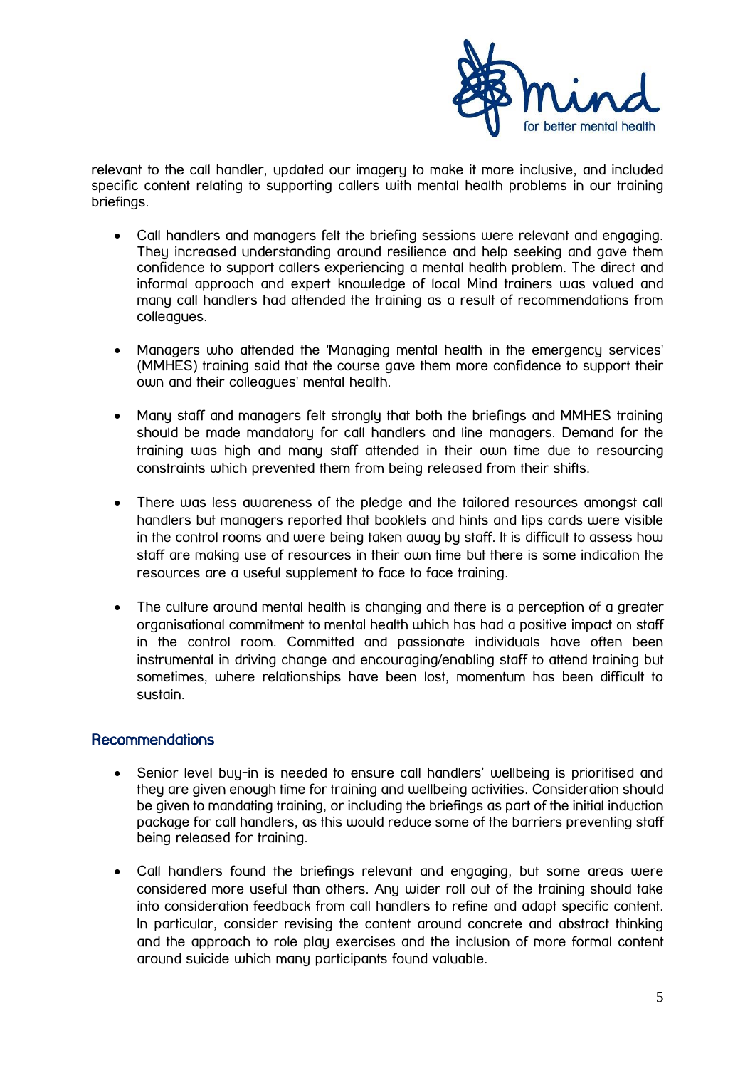relevant to the call handler, updated our imagery to make it more inclusive, and included specific content relating to supporting callers with mental health problems in our training briefings.

- Call handlers and managers felt the briefing sessions were relevant and engaging. They increased understanding around resilience and help seeking and gave them confidence to support callers experiencing a mental health problem. The direct and informal approach and expert knowledge of local Mind trainers was valued and many call handlers had attended the training as a result of recommendations from colleagues.

- Managers who attended the 'Managing mental health in the emergency services' (MMHES) training said that the course gave them more confidence to support their own and their colleagues' mental health.

- Many staff and managers felt strongly that both the briefings and MMHES training should be made mandatory for call handlers and line managers. Demand for the training was high and many staff attended in their own time due to resourcing constraints which prevented them from being released from their shifts.

- There was less awareness of the pledge and the tailored resources amongst call handlers but managers reported that booklets and hints and tips cards were visible in the control rooms and were being taken away by staff. It is difficult to assess how staff are making use of resources in their own time but there is some indication the resources are a useful supplement to face to face training.

- The culture around mental health is changing and there is a perception of a greater organisational commitment to mental health which has had a positive impact on staff in the control room. Committed and passionate individuals have often been instrumental in driving change and encouraging/enabling staff to attend training but sometimes, where relationships have been lost, momentum has been difficult to sustain.

## Recommendations

- Senior level buy-in is needed to ensure call handlers' wellbeing is prioritised and they are given enough time for training and wellbeing activities. Consideration should be given to mandating training, or including the briefings as part of the initial induction package for call handlers, as this would reduce some of the barriers preventing staff being released for training.

- Call handlers found the briefings relevant and engaging, but some areas were considered more useful than others. Any wider roll out of the training should take into consideration feedback from call handlers to refine and adapt specific content. In particular, consider revising the content around concrete and abstract thinking and the approach to role play exercises and the inclusion of more formal content around suicide which many participants found valuable.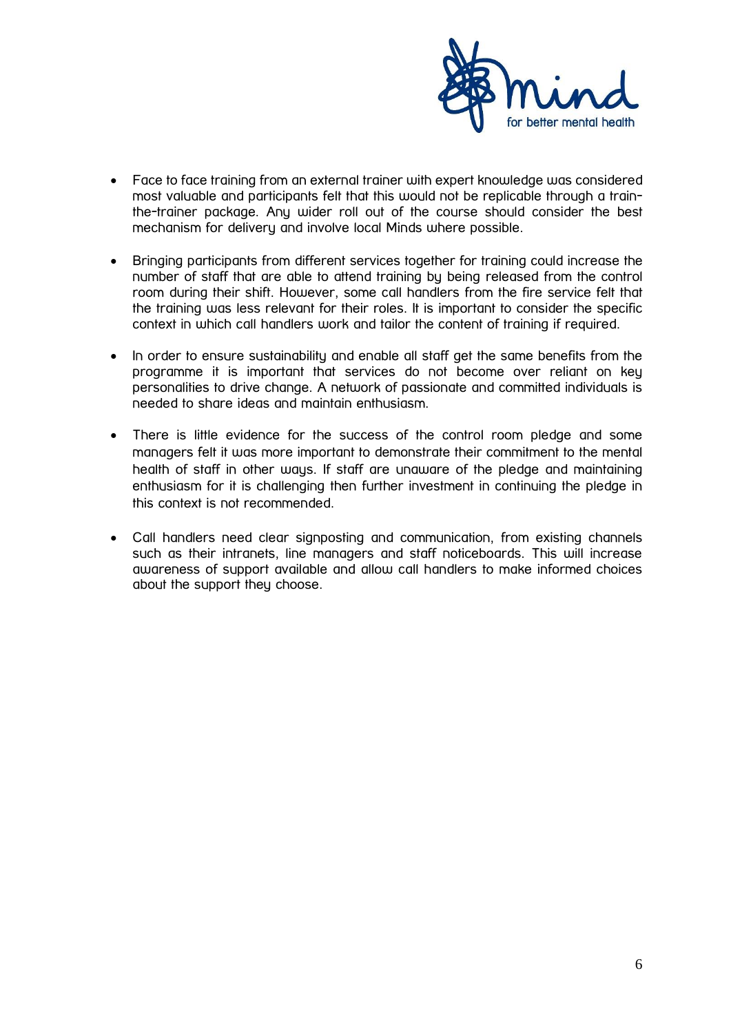- Face to face training from an external trainer with expert knowledge was considered most valuable and participants felt that this would not be replicable through a train-the-trainer package. Any wider roll out of the course should consider the best mechanism for delivery and involve local Minds where possible.

- Bringing participants from different services together for training could increase the number of staff that are able to attend training by being released from the control room during their shift. However, some call handlers from the fire service felt that the training was less relevant for their roles. It is important to consider the specific context in which call handlers work and tailor the content of training if required.

- In order to ensure sustainability and enable all staff get the same benefits from the programme it is important that services do not become over reliant on key personalities to drive change. A network of passionate and committed individuals is needed to share ideas and maintain enthusiasm.

- There is little evidence for the success of the control room pledge and some managers felt it was more important to demonstrate their commitment to the mental health of staff in other ways. If staff are unaware of the pledge and maintaining enthusiasm for it is challenging then further investment in continuing the pledge in this context is not recommended.

- Call handlers need clear signposting and communication, from existing channels such as their intranets, line managers and staff noticeboards. This will increase awareness of support available and allow call handlers to make informed choices about the support they choose.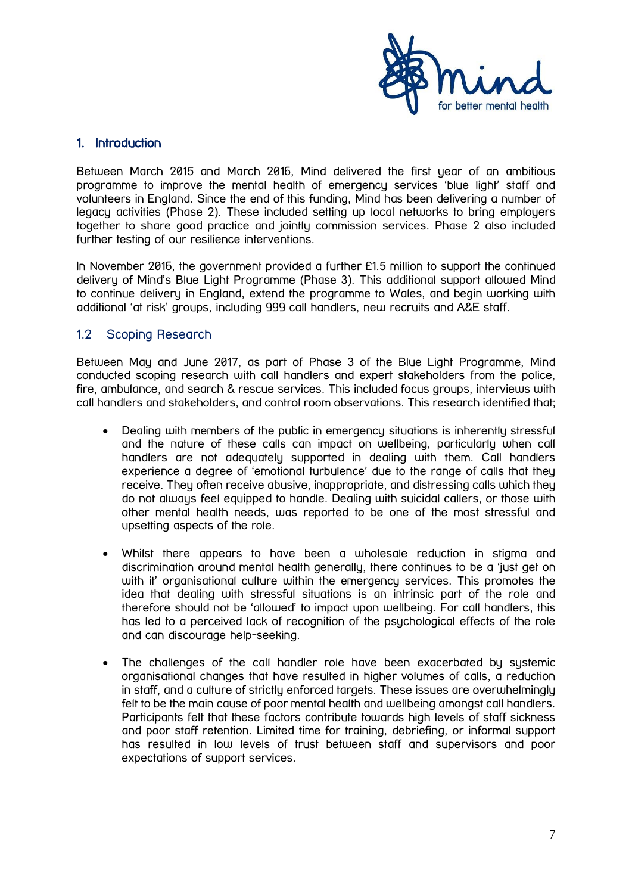## 1. Introduction

Between March 2015 and March 2016, Mind delivered the first year of an ambitious programme to improve the mental health of emergency services 'blue light' staff and volunteers in England. Since the end of this funding, Mind has been delivering a number of legacy activities (Phase 2). These included setting up local networks to bring employers together to share good practice and jointly commission services. Phase 2 also included further testing of our resilience interventions.

In November 2016, the government provided a further £1.5 million to support the continued delivery of Mind's Blue Light Programme (Phase 3). This additional support allowed Mind to continue delivery in England, extend the programme to Wales, and begin working with additional 'at risk' groups, including 999 call handlers, new recruits and A&E staff.

### 1.2 Scoping Research

Between May and June 2017, as part of Phase 3 of the Blue Light Programme, Mind conducted scoping research with call handlers and expert stakeholders from the police, fire, ambulance, and search & rescue services. This included focus groups, interviews with call handlers and stakeholders, and control room observations. This research identified that;

- Dealing with members of the public in emergency situations is inherently stressful and the nature of these calls can impact on wellbeing, particularly when call handlers are not adequately supported in dealing with them. Call handlers experience a degree of 'emotional turbulence' due to the range of calls that they receive. They often receive abusive, inappropriate, and distressing calls which they do not always feel equipped to handle. Dealing with suicidal callers, or those with other mental health needs, was reported to be one of the most stressful and upsetting aspects of the role.

- Whilst there appears to have been a wholesale reduction in stigma and discrimination around mental health generally, there continues to be a 'just get on with it' organisational culture within the emergency services. This promotes the idea that dealing with stressful situations is an intrinsic part of the role and therefore should not be 'allowed' to impact upon wellbeing. For call handlers, this has led to a perceived lack of recognition of the psychological effects of the role and can discourage help-seeking.

- The challenges of the call handler role have been exacerbated by systemic organisational changes that have resulted in higher volumes of calls, a reduction in staff, and a culture of strictly enforced targets. These issues are overwhelmingly felt to be the main cause of poor mental health and wellbeing amongst call handlers. Participants felt that these factors contribute towards high levels of staff sickness and poor staff retention. Limited time for training, debriefing, or informal support has resulted in low levels of trust between staff and supervisors and poor expectations of support services.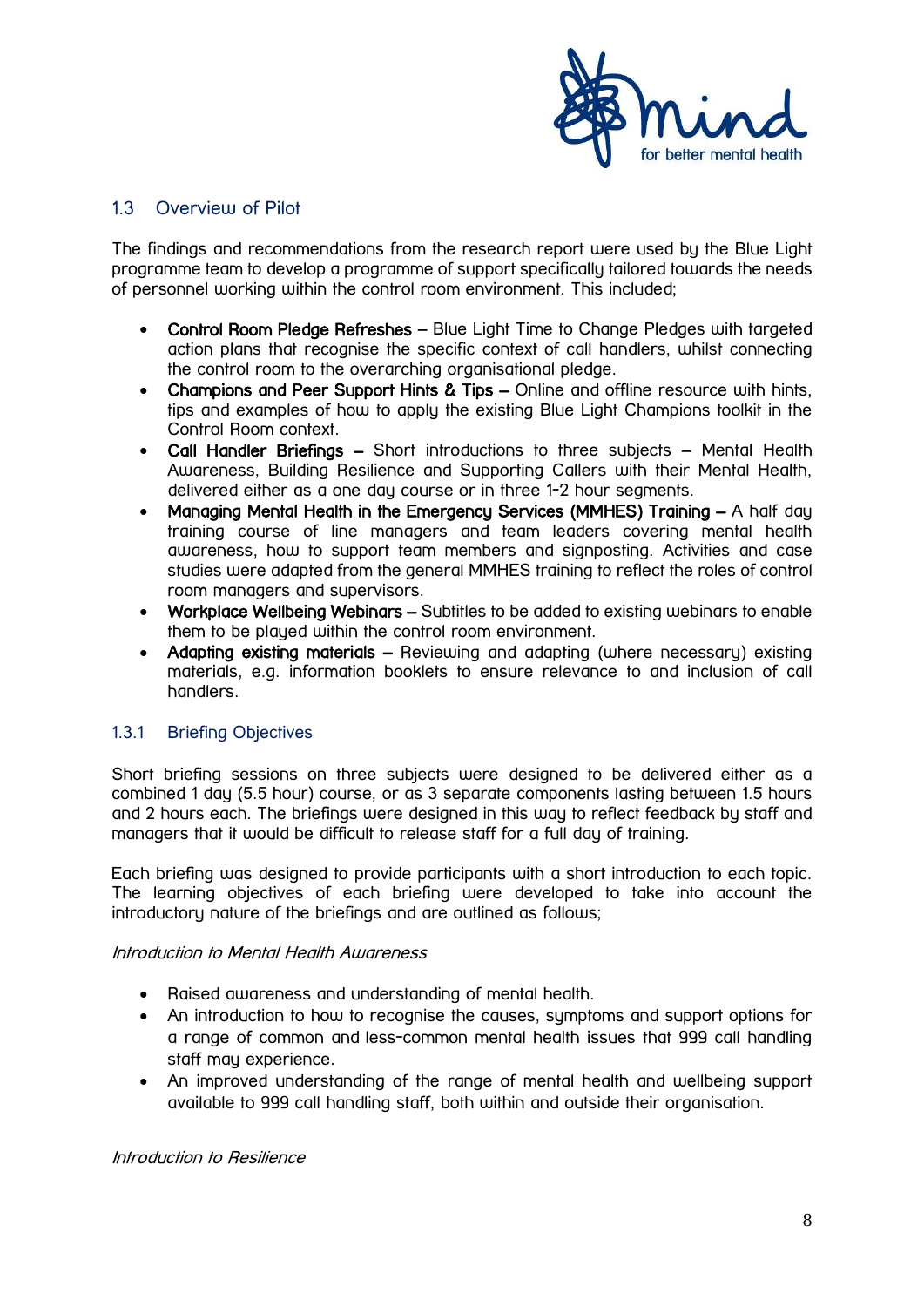## 1.3 Overview of Pilot

The findings and recommendations from the research report were used by the Blue Light programme team to develop a programme of support specifically tailored towards the needs of personnel working within the control room environment. This included;

- **Control Room Pledge Refreshes** – Blue Light Time to Change Pledges with targeted action plans that recognise the specific context of call handlers, whilst connecting the control room to the overarching organisational pledge.
- **Champions and Peer Support Hints & Tips –** Online and offline resource with hints, tips and examples of how to apply the existing Blue Light Champions toolkit in the Control Room context.
- **Call Handler Briefings –** Short introductions to three subjects – Mental Health Awareness, Building Resilience and Supporting Callers with their Mental Health, delivered either as a one day course or in three 1-2 hour segments.
- **Managing Mental Health in the Emergency Services (MMHES) Training –** A half day training course of line managers and team leaders covering mental health awareness, how to support team members and signposting. Activities and case studies were adapted from the general MMHES training to reflect the roles of control room managers and supervisors.
- **Workplace Wellbeing Webinars –** Subtitles to be added to existing webinars to enable them to be played within the control room environment.
- **Adapting existing materials –** Reviewing and adapting (where necessary) existing materials, e.g. information booklets to ensure relevance to and inclusion of call handlers.

### 1.3.1 Briefing Objectives

Short briefing sessions on three subjects were designed to be delivered either as a combined 1 day (5.5 hour) course, or as 3 separate components lasting between 1.5 hours and 2 hours each. The briefings were designed in this way to reflect feedback by staff and managers that it would be difficult to release staff for a full day of training.

Each briefing was designed to provide participants with a short introduction to each topic. The learning objectives of each briefing were developed to take into account the introductory nature of the briefings and are outlined as follows;

*Introduction to Mental Health Awareness*

- Raised awareness and understanding of mental health.
- An introduction to how to recognise the causes, symptoms and support options for a range of common and less-common mental health issues that 999 call handling staff may experience.
- An improved understanding of the range of mental health and wellbeing support available to 999 call handling staff, both within and outside their organisation.

*Introduction to Resilience*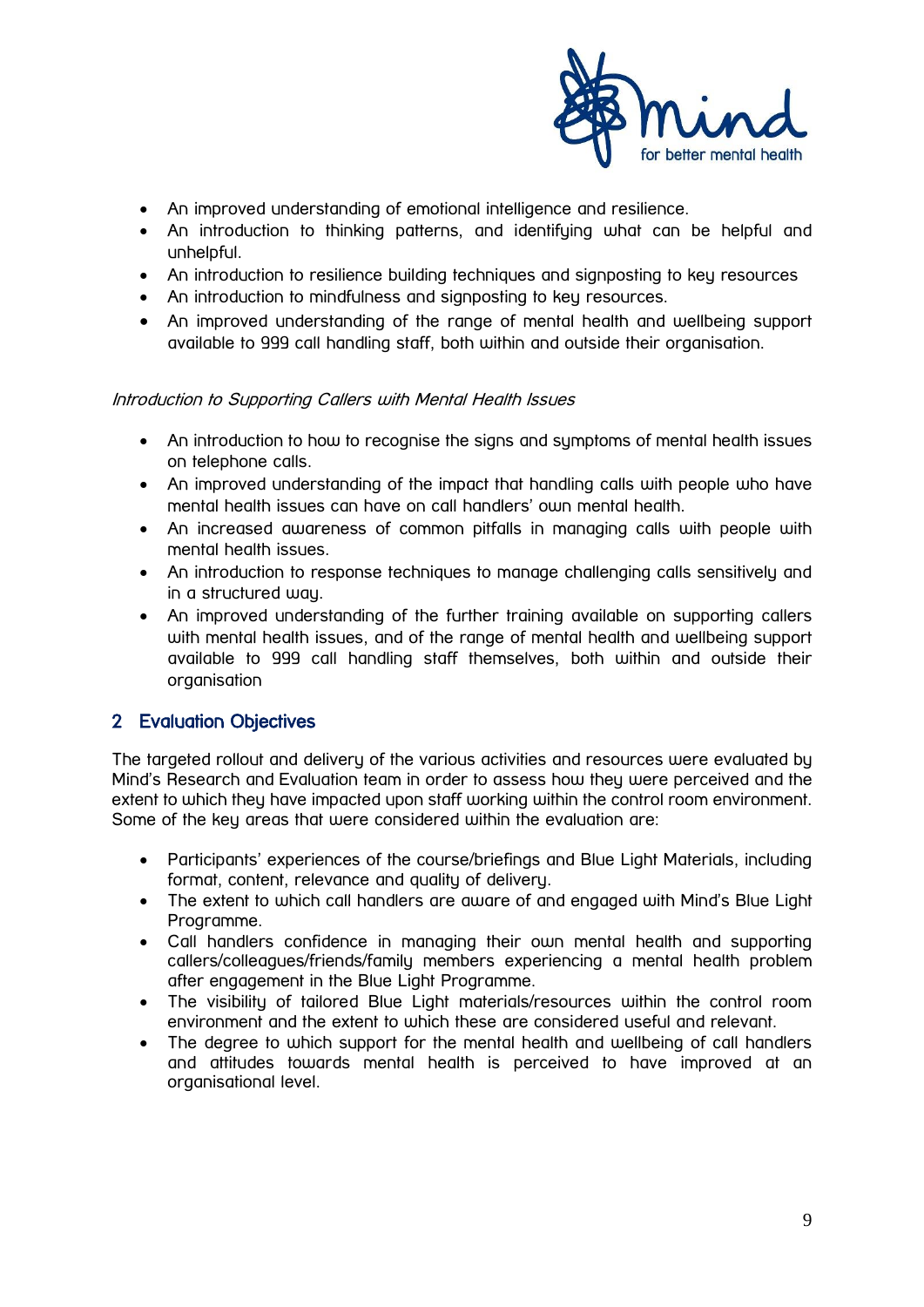- An improved understanding of emotional intelligence and resilience.
- An introduction to thinking patterns, and identifying what can be helpful and unhelpful.
- An introduction to resilience building techniques and signposting to key resources
- An introduction to mindfulness and signposting to key resources.
- An improved understanding of the range of mental health and wellbeing support available to 999 call handling staff, both within and outside their organisation.

*Introduction to Supporting Callers with Mental Health Issues*

- An introduction to how to recognise the signs and symptoms of mental health issues on telephone calls.
- An improved understanding of the impact that handling calls with people who have mental health issues can have on call handlers' own mental health.
- An increased awareness of common pitfalls in managing calls with people with mental health issues.
- An introduction to response techniques to manage challenging calls sensitively and in a structured way.
- An improved understanding of the further training available on supporting callers with mental health issues, and of the range of mental health and wellbeing support available to 999 call handling staff themselves, both within and outside their organisation

## 2 Evaluation Objectives

The targeted rollout and delivery of the various activities and resources were evaluated by Mind's Research and Evaluation team in order to assess how they were perceived and the extent to which they have impacted upon staff working within the control room environment. Some of the key areas that were considered within the evaluation are:

- Participants' experiences of the course/briefings and Blue Light Materials, including format, content, relevance and quality of delivery.
- The extent to which call handlers are aware of and engaged with Mind's Blue Light Programme.
- Call handlers confidence in managing their own mental health and supporting callers/colleagues/friends/family members experiencing a mental health problem after engagement in the Blue Light Programme.
- The visibility of tailored Blue Light materials/resources within the control room environment and the extent to which these are considered useful and relevant.
- The degree to which support for the mental health and wellbeing of call handlers and attitudes towards mental health is perceived to have improved at an organisational level.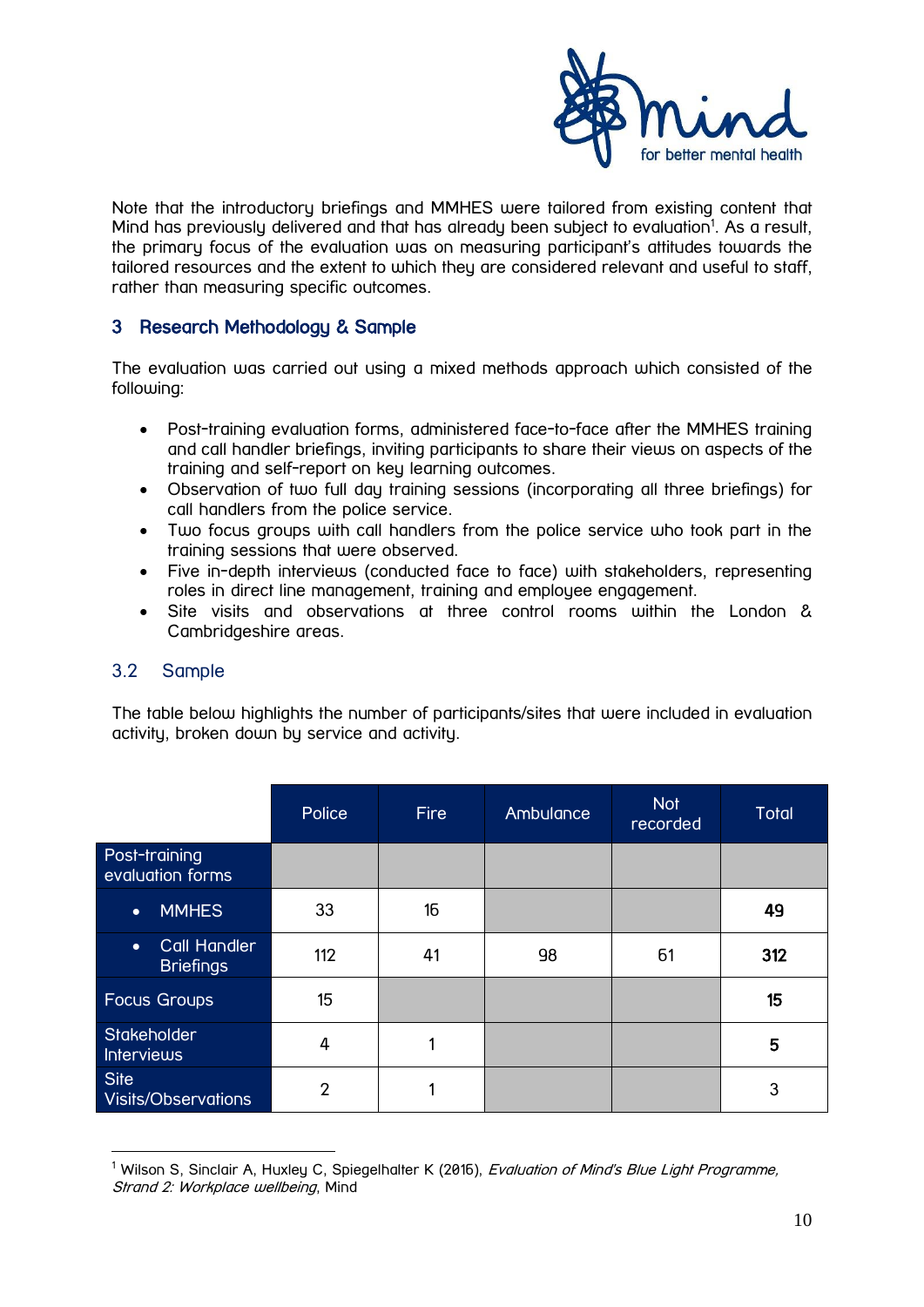Note that the introductory briefings and MMHES were tailored from existing content that Mind has previously delivered and that has already been subject to evaluation[1]. As a result, the primary focus of the evaluation was on measuring participant's attitudes towards the tailored resources and the extent to which they are considered relevant and useful to staff, rather than measuring specific outcomes.

## 3 Research Methodology & Sample

The evaluation was carried out using a mixed methods approach which consisted of the following:

- Post-training evaluation forms, administered face-to-face after the MMHES training and call handler briefings, inviting participants to share their views on aspects of the training and self-report on key learning outcomes.
- Observation of two full day training sessions (incorporating all three briefings) for call handlers from the police service.
- Two focus groups with call handlers from the police service who took part in the training sessions that were observed.
- Five in-depth interviews (conducted face to face) with stakeholders, representing roles in direct line management, training and employee engagement.
- Site visits and observations at three control rooms within the London & Cambridgeshire areas.

### 3.2 Sample

The table below highlights the number of participants/sites that were included in evaluation activity, broken down by service and activity.

| | Police | Fire | Ambulance | Not recorded | Total |
|---|---|---|---|---|---|
| Post-training evaluation forms | | | | | |
| • MMHES | 33 | 16 | | | **49** |
| • Call Handler Briefings | 112 | 41 | 98 | 61 | **312** |
| Focus Groups | 15 | | | | **15** |
| Stakeholder Interviews | 4 | 1 | | | **5** |
| Site Visits/Observations | 2 | 1 | | | 3 |

[1] Wilson S, Sinclair A, Huxley C, Spiegelhalter K (2016), *Evaluation of Mind's Blue Light Programme, Strand 2: Workplace wellbeing*, Mind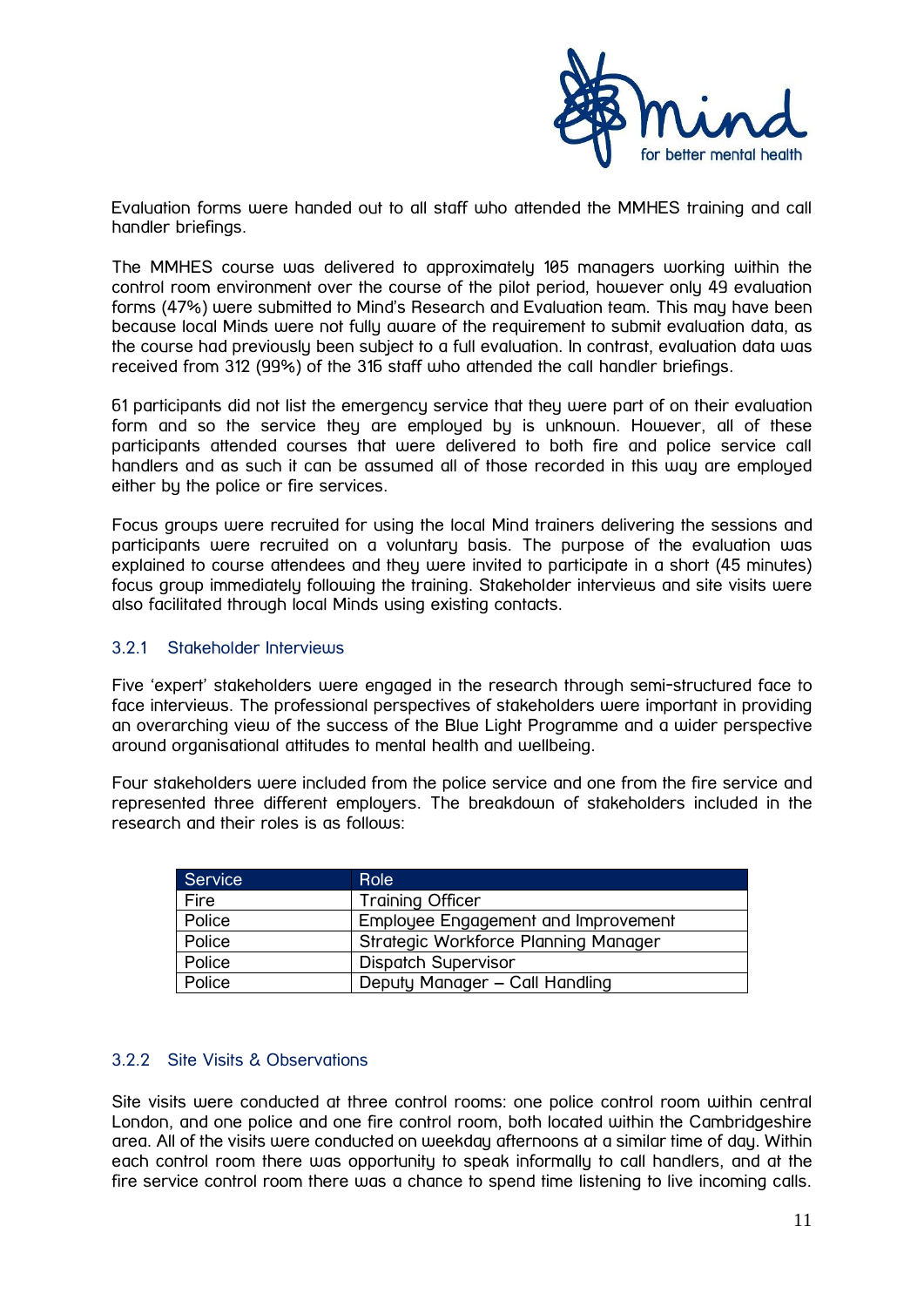Evaluation forms were handed out to all staff who attended the MMHES training and call handler briefings.

The MMHES course was delivered to approximately 105 managers working within the control room environment over the course of the pilot period, however only 49 evaluation forms (47%) were submitted to Mind's Research and Evaluation team. This may have been because local Minds were not fully aware of the requirement to submit evaluation data, as the course had previously been subject to a full evaluation. In contrast, evaluation data was received from 312 (99%) of the 316 staff who attended the call handler briefings.

61 participants did not list the emergency service that they were part of on their evaluation form and so the service they are employed by is unknown. However, all of these participants attended courses that were delivered to both fire and police service call handlers and as such it can be assumed all of those recorded in this way are employed either by the police or fire services.

Focus groups were recruited for using the local Mind trainers delivering the sessions and participants were recruited on a voluntary basis. The purpose of the evaluation was explained to course attendees and they were invited to participate in a short (45 minutes) focus group immediately following the training. Stakeholder interviews and site visits were also facilitated through local Minds using existing contacts.

### 3.2.1 Stakeholder Interviews

Five 'expert' stakeholders were engaged in the research through semi-structured face to face interviews. The professional perspectives of stakeholders were important in providing an overarching view of the success of the Blue Light Programme and a wider perspective around organisational attitudes to mental health and wellbeing.

Four stakeholders were included from the police service and one from the fire service and represented three different employers. The breakdown of stakeholders included in the research and their roles is as follows:

| Service | Role |
|---|---|
| Fire | Training Officer |
| Police | Employee Engagement and Improvement |
| Police | Strategic Workforce Planning Manager |
| Police | Dispatch Supervisor |
| Police | Deputy Manager – Call Handling |

### 3.2.2 Site Visits & Observations

Site visits were conducted at three control rooms: one police control room within central London, and one police and one fire control room, both located within the Cambridgeshire area. All of the visits were conducted on weekday afternoons at a similar time of day. Within each control room there was opportunity to speak informally to call handlers, and at the fire service control room there was a chance to spend time listening to live incoming calls.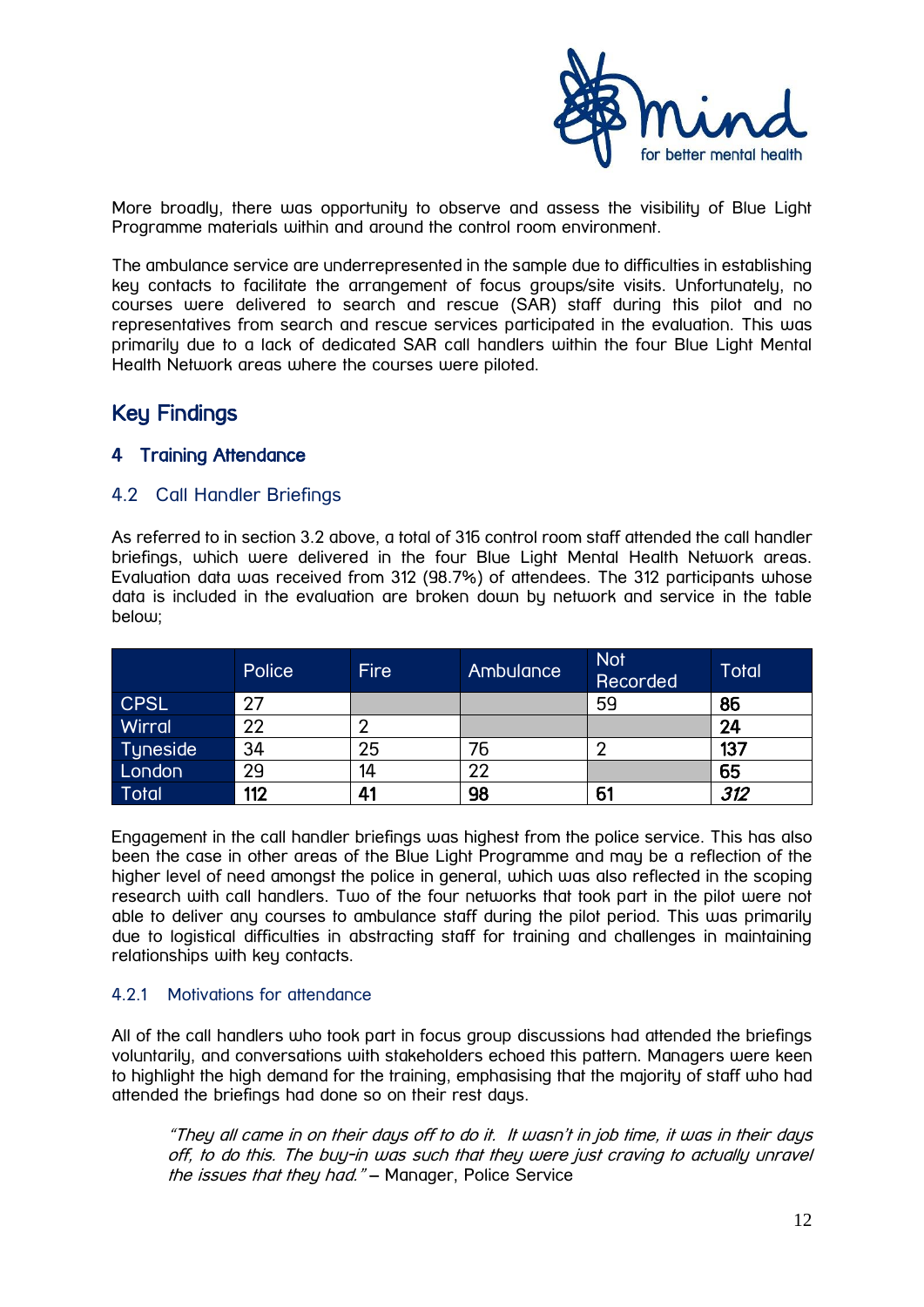More broadly, there was opportunity to observe and assess the visibility of Blue Light Programme materials within and around the control room environment.

The ambulance service are underrepresented in the sample due to difficulties in establishing key contacts to facilitate the arrangement of focus groups/site visits. Unfortunately, no courses were delivered to search and rescue (SAR) staff during this pilot and no representatives from search and rescue services participated in the evaluation. This was primarily due to a lack of dedicated SAR call handlers within the four Blue Light Mental Health Network areas where the courses were piloted.

# Key Findings

## 4 Training Attendance

### 4.2 Call Handler Briefings

As referred to in section 3.2 above, a total of 316 control room staff attended the call handler briefings, which were delivered in the four Blue Light Mental Health Network areas. Evaluation data was received from 312 (98.7%) of attendees. The 312 participants whose data is included in the evaluation are broken down by network and service in the table below;

| | Police | Fire | Ambulance | Not Recorded | Total |
|---|---|---|---|---|---|
| CPSL | 27 | | | 59 | **86** |
| Wirral | 22 | 2 | | | **24** |
| Tyneside | 34 | 25 | 76 | 2 | **137** |
| London | 29 | 14 | 22 | | **65** |
| Total | **112** | **41** | **98** | **61** | ***312*** |

Engagement in the call handler briefings was highest from the police service. This has also been the case in other areas of the Blue Light Programme and may be a reflection of the higher level of need amongst the police in general, which was also reflected in the scoping research with call handlers. Two of the four networks that took part in the pilot were not able to deliver any courses to ambulance staff during the pilot period. This was primarily due to logistical difficulties in abstracting staff for training and challenges in maintaining relationships with key contacts.

#### 4.2.1 Motivations for attendance

All of the call handlers who took part in focus group discussions had attended the briefings voluntarily, and conversations with stakeholders echoed this pattern. Managers were keen to highlight the high demand for the training, emphasising that the majority of staff who had attended the briefings had done so on their rest days.

> *"They all came in on their days off to do it. It wasn't in job time, it was in their days off, to do this. The buy-in was such that they were just craving to actually unravel the issues that they had."* – Manager, Police Service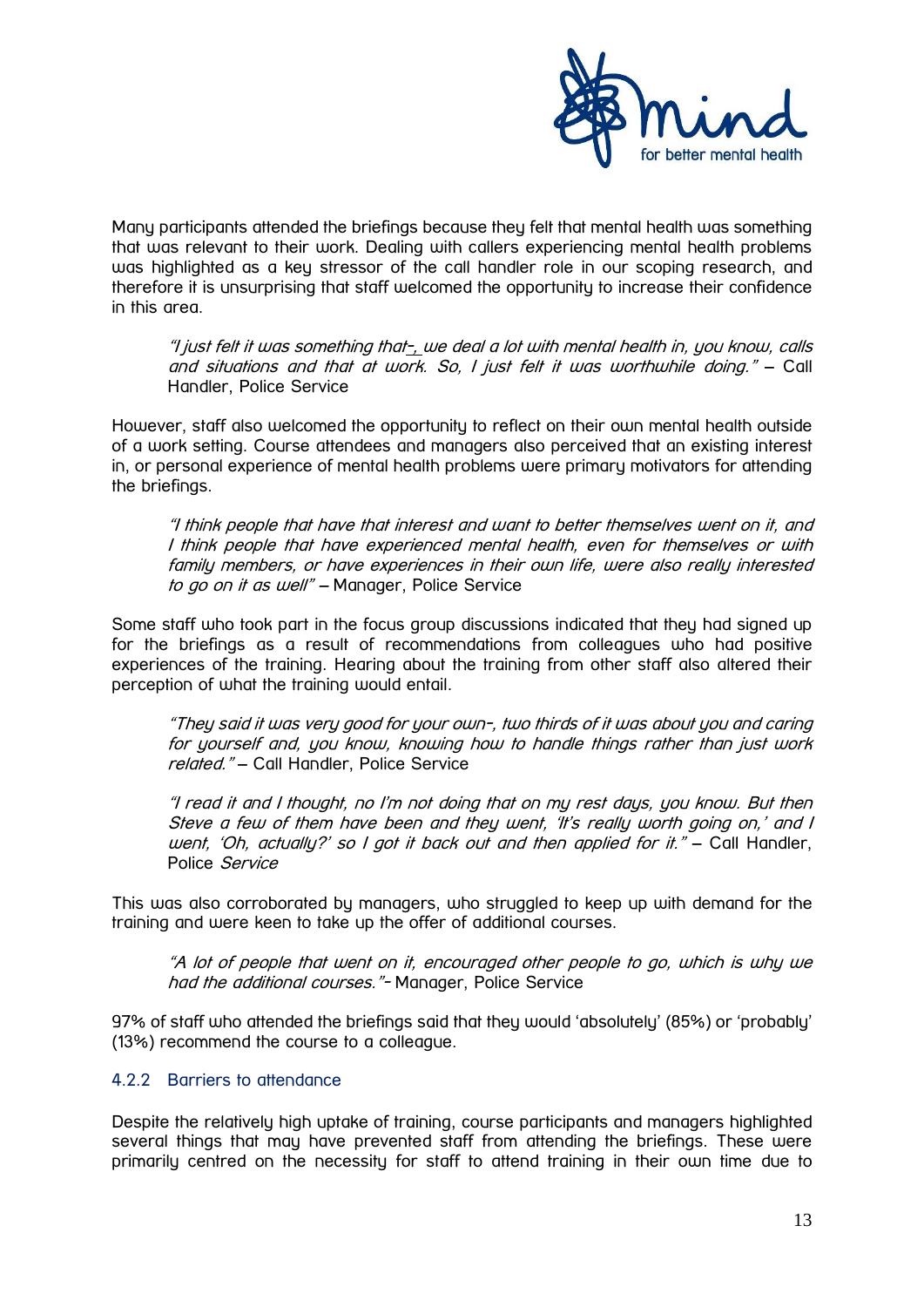Many participants attended the briefings because they felt that mental health was something that was relevant to their work. Dealing with callers experiencing mental health problems was highlighted as a key stressor of the call handler role in our scoping research, and therefore it is unsurprising that staff welcomed the opportunity to increase their confidence in this area.

> *"I just felt it was something that-, we deal a lot with mental health in, you know, calls and situations and that at work. So, I just felt it was worthwhile doing."* – Call Handler, Police Service

However, staff also welcomed the opportunity to reflect on their own mental health outside of a work setting. Course attendees and managers also perceived that an existing interest in, or personal experience of mental health problems were primary motivators for attending the briefings.

> *"I think people that have that interest and want to better themselves went on it, and I think people that have experienced mental health, even for themselves or with family members, or have experiences in their own life, were also really interested to go on it as well"* – Manager, Police Service

Some staff who took part in the focus group discussions indicated that they had signed up for the briefings as a result of recommendations from colleagues who had positive experiences of the training. Hearing about the training from other staff also altered their perception of what the training would entail.

> *"They said it was very good for your own-, two thirds of it was about you and caring for yourself and, you know, knowing how to handle things rather than just work related."* – Call Handler, Police Service

> *"I read it and I thought, no I'm not doing that on my rest days, you know. But then Steve a few of them have been and they went, 'It's really worth going on,' and I went, 'Oh, actually?' so I got it back out and then applied for it."* – Call Handler, Police *Service*

This was also corroborated by managers, who struggled to keep up with demand for the training and were keen to take up the offer of additional courses.

> *"A lot of people that went on it, encouraged other people to go, which is why we had the additional courses."*- Manager, Police Service

97% of staff who attended the briefings said that they would 'absolutely' (85%) or 'probably' (13%) recommend the course to a colleague.

### 4.2.2 Barriers to attendance

Despite the relatively high uptake of training, course participants and managers highlighted several things that may have prevented staff from attending the briefings. These were primarily centred on the necessity for staff to attend training in their own time due to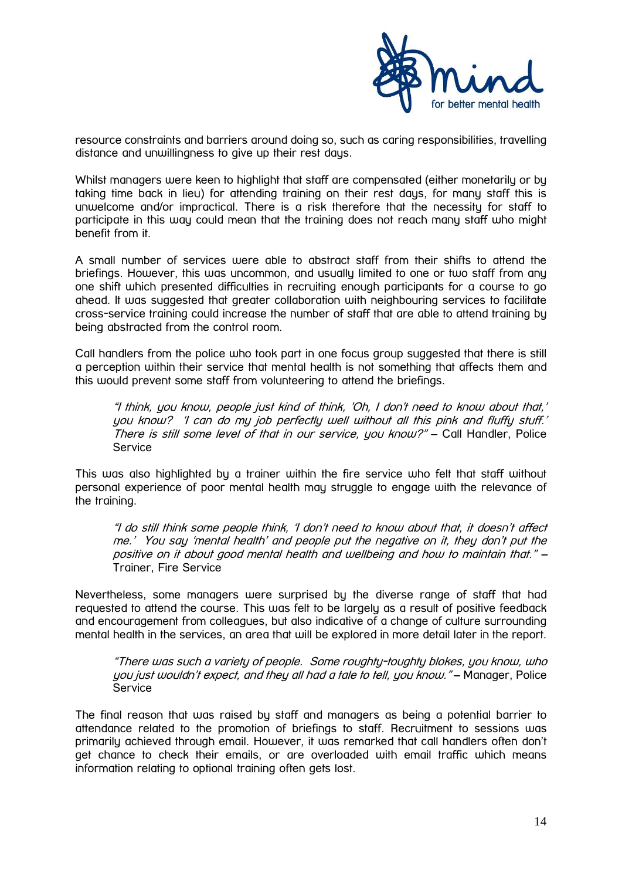resource constraints and barriers around doing so, such as caring responsibilities, travelling distance and unwillingness to give up their rest days.

Whilst managers were keen to highlight that staff are compensated (either monetarily or by taking time back in lieu) for attending training on their rest days, for many staff this is unwelcome and/or impractical. There is a risk therefore that the necessity for staff to participate in this way could mean that the training does not reach many staff who might benefit from it.

A small number of services were able to abstract staff from their shifts to attend the briefings. However, this was uncommon, and usually limited to one or two staff from any one shift which presented difficulties in recruiting enough participants for a course to go ahead. It was suggested that greater collaboration with neighbouring services to facilitate cross-service training could increase the number of staff that are able to attend training by being abstracted from the control room.

Call handlers from the police who took part in one focus group suggested that there is still a perception within their service that mental health is not something that affects them and this would prevent some staff from volunteering to attend the briefings.

> *"I think, you know, people just kind of think, 'Oh, I don't need to know about that,' you know? 'I can do my job perfectly well without all this pink and fluffy stuff.' There is still some level of that in our service, you know?"* – Call Handler, Police Service

This was also highlighted by a trainer within the fire service who felt that staff without personal experience of poor mental health may struggle to engage with the relevance of the training.

> *"I do still think some people think, 'I don't need to know about that, it doesn't affect me.' You say 'mental health' and people put the negative on it, they don't put the positive on it about good mental health and wellbeing and how to maintain that."* – Trainer, Fire Service

Nevertheless, some managers were surprised by the diverse range of staff that had requested to attend the course. This was felt to be largely as a result of positive feedback and encouragement from colleagues, but also indicative of a change of culture surrounding mental health in the services, an area that will be explored in more detail later in the report.

> *"There was such a variety of people. Some roughty-toughty blokes, you know, who you just wouldn't expect, and they all had a tale to tell, you know."* – Manager, Police Service

The final reason that was raised by staff and managers as being a potential barrier to attendance related to the promotion of briefings to staff. Recruitment to sessions was primarily achieved through email. However, it was remarked that call handlers often don't get chance to check their emails, or are overloaded with email traffic which means information relating to optional training often gets lost.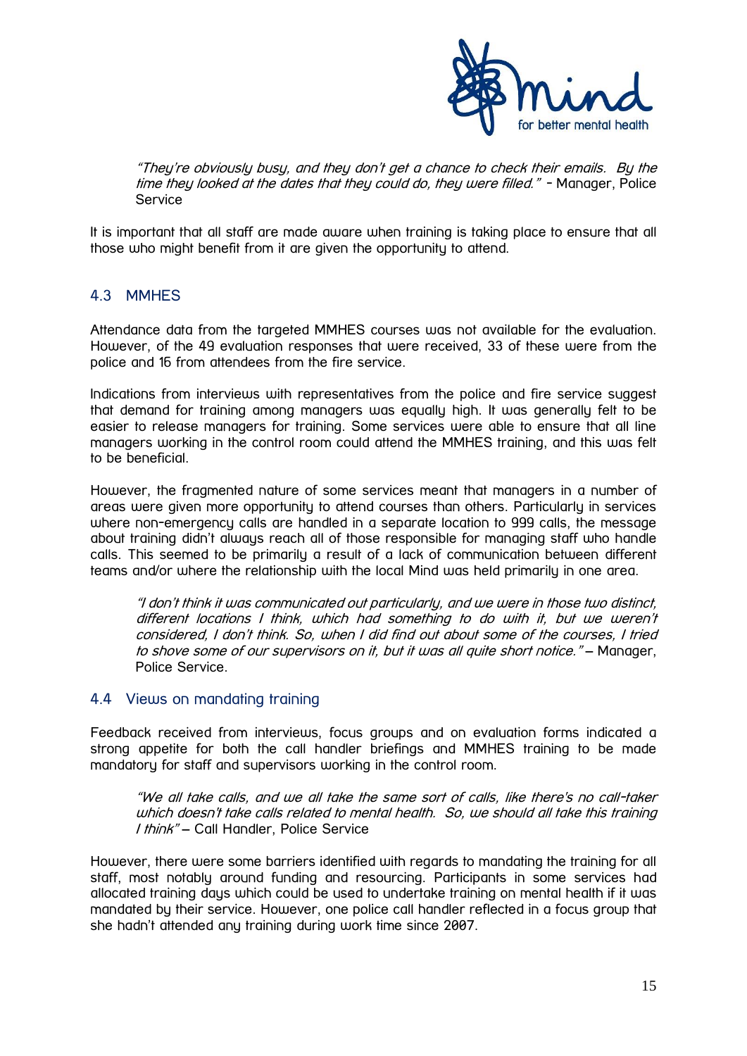> *"They're obviously busy, and they don't get a chance to check their emails. By the time they looked at the dates that they could do, they were filled."* - Manager, Police Service

It is important that all staff are made aware when training is taking place to ensure that all those who might benefit from it are given the opportunity to attend.

## 4.3 MMHES

Attendance data from the targeted MMHES courses was not available for the evaluation. However, of the 49 evaluation responses that were received, 33 of these were from the police and 16 from attendees from the fire service.

Indications from interviews with representatives from the police and fire service suggest that demand for training among managers was equally high. It was generally felt to be easier to release managers for training. Some services were able to ensure that all line managers working in the control room could attend the MMHES training, and this was felt to be beneficial.

However, the fragmented nature of some services meant that managers in a number of areas were given more opportunity to attend courses than others. Particularly in services where non-emergency calls are handled in a separate location to 999 calls, the message about training didn't always reach all of those responsible for managing staff who handle calls. This seemed to be primarily a result of a lack of communication between different teams and/or where the relationship with the local Mind was held primarily in one area.

> *"I don't think it was communicated out particularly, and we were in those two distinct, different locations I think, which had something to do with it, but we weren't considered, I don't think. So, when I did find out about some of the courses, I tried to shove some of our supervisors on it, but it was all quite short notice."* – Manager, Police Service.

## 4.4 Views on mandating training

Feedback received from interviews, focus groups and on evaluation forms indicated a strong appetite for both the call handler briefings and MMHES training to be made mandatory for staff and supervisors working in the control room.

> *"We all take calls, and we all take the same sort of calls, like there's no call-taker which doesn't take calls related to mental health. So, we should all take this training I think"* – Call Handler, Police Service

However, there were some barriers identified with regards to mandating the training for all staff, most notably around funding and resourcing. Participants in some services had allocated training days which could be used to undertake training on mental health if it was mandated by their service. However, one police call handler reflected in a focus group that she hadn't attended any training during work time since 2007.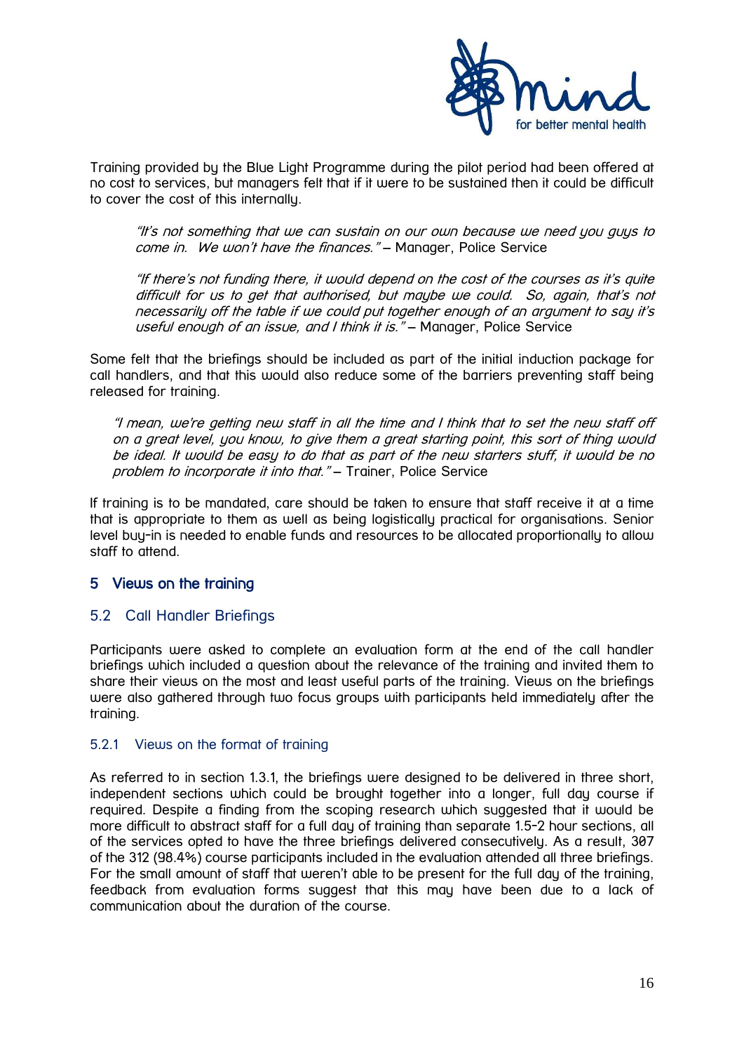Training provided by the Blue Light Programme during the pilot period had been offered at no cost to services, but managers felt that if it were to be sustained then it could be difficult to cover the cost of this internally.

> *"It's not something that we can sustain on our own because we need you guys to come in. We won't have the finances."* – Manager, Police Service

> *"If there's not funding there, it would depend on the cost of the courses as it's quite difficult for us to get that authorised, but maybe we could. So, again, that's not necessarily off the table if we could put together enough of an argument to say it's useful enough of an issue, and I think it is."* – Manager, Police Service

Some felt that the briefings should be included as part of the initial induction package for call handlers, and that this would also reduce some of the barriers preventing staff being released for training.

> *"I mean, we're getting new staff in all the time and I think that to set the new staff off on a great level, you know, to give them a great starting point, this sort of thing would be ideal. It would be easy to do that as part of the new starters stuff, it would be no problem to incorporate it into that."* – Trainer, Police Service

If training is to be mandated, care should be taken to ensure that staff receive it at a time that is appropriate to them as well as being logistically practical for organisations. Senior level buy-in is needed to enable funds and resources to be allocated proportionally to allow staff to attend.

# 5 Views on the training

## 5.2 Call Handler Briefings

Participants were asked to complete an evaluation form at the end of the call handler briefings which included a question about the relevance of the training and invited them to share their views on the most and least useful parts of the training. Views on the briefings were also gathered through two focus groups with participants held immediately after the training.

### 5.2.1 Views on the format of training

As referred to in section 1.3.1, the briefings were designed to be delivered in three short, independent sections which could be brought together into a longer, full day course if required. Despite a finding from the scoping research which suggested that it would be more difficult to abstract staff for a full day of training than separate 1.5-2 hour sections, all of the services opted to have the three briefings delivered consecutively. As a result, 307 of the 312 (98.4%) course participants included in the evaluation attended all three briefings. For the small amount of staff that weren't able to be present for the full day of the training, feedback from evaluation forms suggest that this may have been due to a lack of communication about the duration of the course.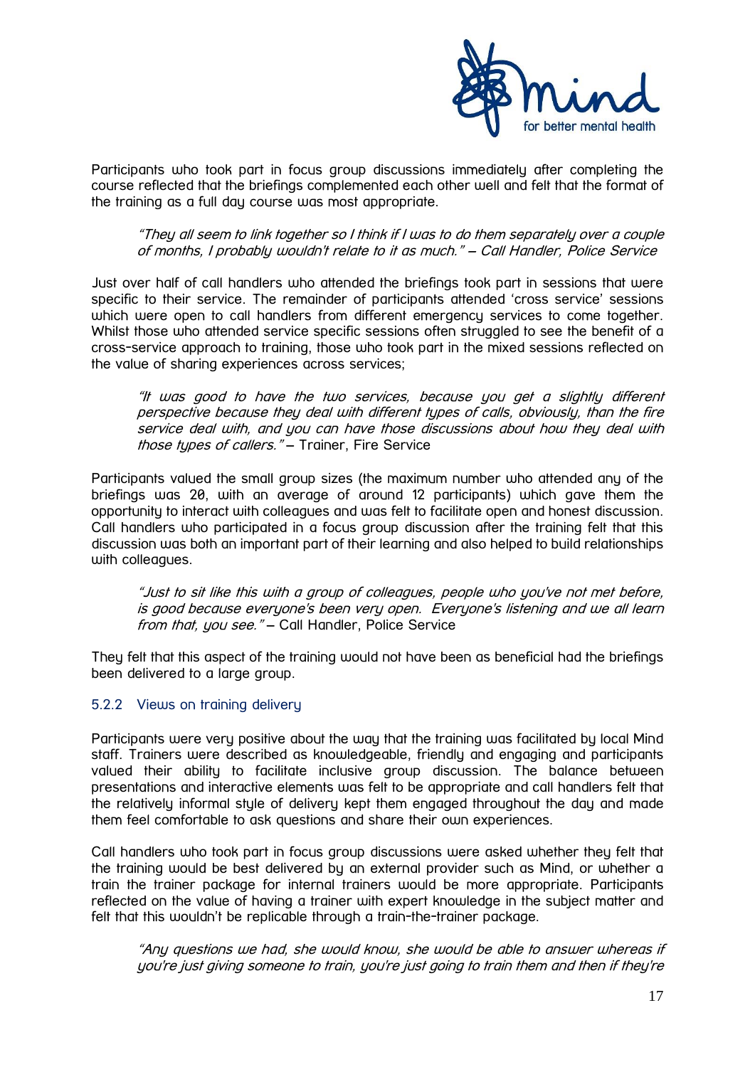Participants who took part in focus group discussions immediately after completing the course reflected that the briefings complemented each other well and felt that the format of the training as a full day course was most appropriate.

> *"They all seem to link together so I think if I was to do them separately over a couple of months, I probably wouldn't relate to it as much." – Call Handler, Police Service*

Just over half of call handlers who attended the briefings took part in sessions that were specific to their service. The remainder of participants attended 'cross service' sessions which were open to call handlers from different emergency services to come together. Whilst those who attended service specific sessions often struggled to see the benefit of a cross-service approach to training, those who took part in the mixed sessions reflected on the value of sharing experiences across services;

> *"It was good to have the two services, because you get a slightly different perspective because they deal with different types of calls, obviously, than the fire service deal with, and you can have those discussions about how they deal with those types of callers."* – Trainer, Fire Service

Participants valued the small group sizes (the maximum number who attended any of the briefings was 20, with an average of around 12 participants) which gave them the opportunity to interact with colleagues and was felt to facilitate open and honest discussion. Call handlers who participated in a focus group discussion after the training felt that this discussion was both an important part of their learning and also helped to build relationships with colleagues.

> *"Just to sit like this with a group of colleagues, people who you've not met before, is good because everyone's been very open. Everyone's listening and we all learn from that, you see."* – Call Handler, Police Service

They felt that this aspect of the training would not have been as beneficial had the briefings been delivered to a large group.

### 5.2.2 Views on training delivery

Participants were very positive about the way that the training was facilitated by local Mind staff. Trainers were described as knowledgeable, friendly and engaging and participants valued their ability to facilitate inclusive group discussion. The balance between presentations and interactive elements was felt to be appropriate and call handlers felt that the relatively informal style of delivery kept them engaged throughout the day and made them feel comfortable to ask questions and share their own experiences.

Call handlers who took part in focus group discussions were asked whether they felt that the training would be best delivered by an external provider such as Mind, or whether a train the trainer package for internal trainers would be more appropriate. Participants reflected on the value of having a trainer with expert knowledge in the subject matter and felt that this wouldn't be replicable through a train-the-trainer package.

> *"Any questions we had, she would know, she would be able to answer whereas if you're just giving someone to train, you're just going to train them and then if they're*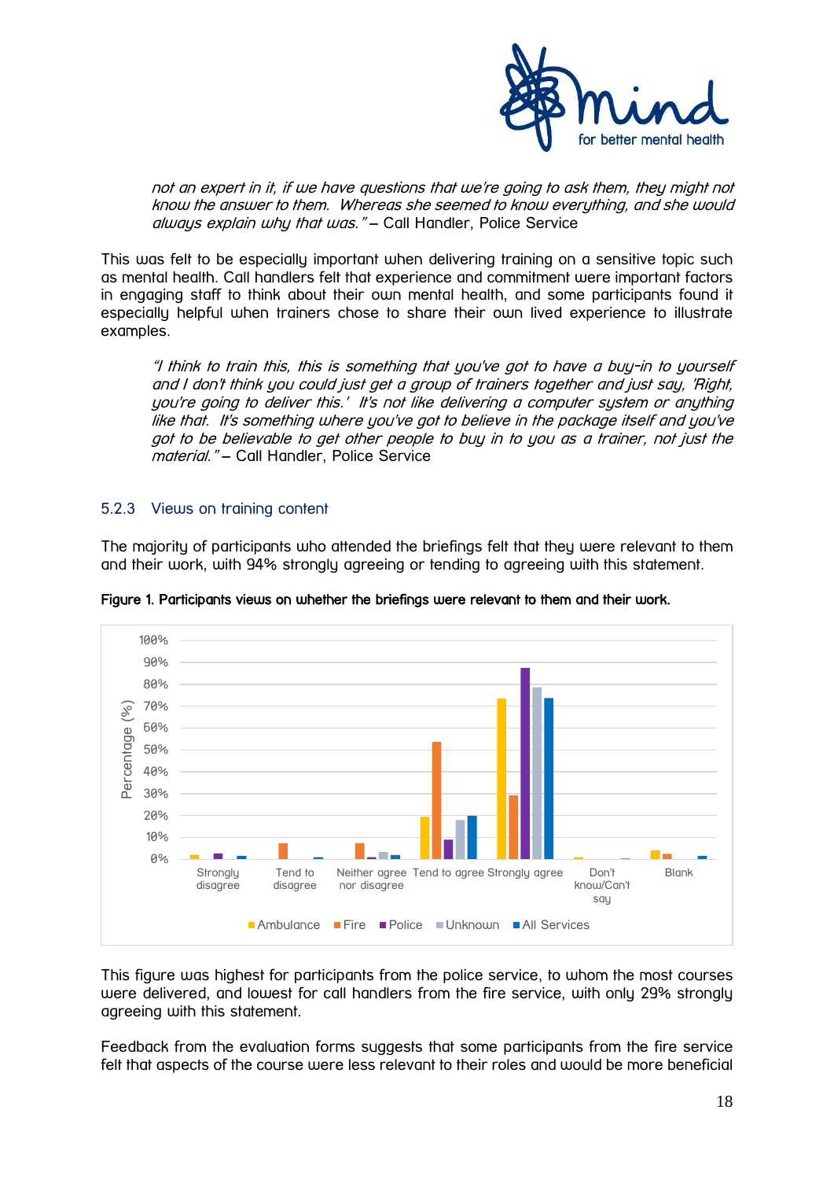*not an expert in it, if we have questions that we're going to ask them, they might not know the answer to them. Whereas she seemed to know everything, and she would always explain why that was."* – Call Handler, Police Service

This was felt to be especially important when delivering training on a sensitive topic such as mental health. Call handlers felt that experience and commitment were important factors in engaging staff to think about their own mental health, and some participants found it especially helpful when trainers chose to share their own lived experience to illustrate examples.

> *"I think to train this, this is something that you've got to have a buy-in to yourself and I don't think you could just get a group of trainers together and just say, 'Right, you're going to deliver this.' It's not like delivering a computer system or anything like that. It's something where you've got to believe in the package itself and you've got to be believable to get other people to buy in to you as a trainer, not just the material."* – Call Handler, Police Service

### 5.2.3 Views on training content

The majority of participants who attended the briefings felt that they were relevant to them and their work, with 94% strongly agreeing or tending to agreeing with this statement.

**Figure 1. Participants views on whether the briefings were relevant to them and their work.**

This figure was highest for participants from the police service, to whom the most courses were delivered, and lowest for call handlers from the fire service, with only 29% strongly agreeing with this statement.

Feedback from the evaluation forms suggests that some participants from the fire service felt that aspects of the course were less relevant to their roles and would be more beneficial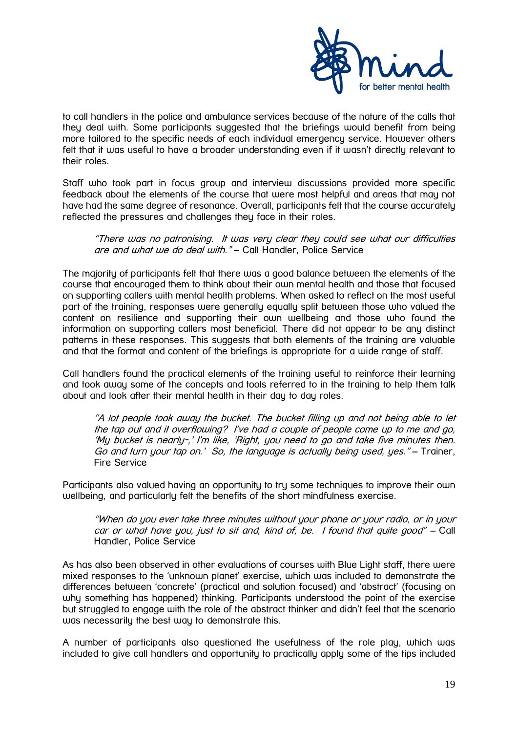to call handlers in the police and ambulance services because of the nature of the calls that they deal with. Some participants suggested that the briefings would benefit from being more tailored to the specific needs of each individual emergency service. However others felt that it was useful to have a broader understanding even if it wasn't directly relevant to their roles.

Staff who took part in focus group and interview discussions provided more specific feedback about the elements of the course that were most helpful and areas that may not have had the same degree of resonance. Overall, participants felt that the course accurately reflected the pressures and challenges they face in their roles.

> *"There was no patronising. It was very clear they could see what our difficulties are and what we do deal with."* – Call Handler, Police Service

The majority of participants felt that there was a good balance between the elements of the course that encouraged them to think about their own mental health and those that focused on supporting callers with mental health problems. When asked to reflect on the most useful part of the training, responses were generally equally split between those who valued the content on resilience and supporting their own wellbeing and those who found the information on supporting callers most beneficial. There did not appear to be any distinct patterns in these responses. This suggests that both elements of the training are valuable and that the format and content of the briefings is appropriate for a wide range of staff.

Call handlers found the practical elements of the training useful to reinforce their learning and took away some of the concepts and tools referred to in the training to help them talk about and look after their mental health in their day to day roles.

> *"A lot people took away the bucket. The bucket filling up and not being able to let the tap out and it overflowing? I've had a couple of people come up to me and go, 'My bucket is nearly-,' I'm like, 'Right, you need to go and take five minutes then. Go and turn your tap on.' So, the language is actually being used, yes."* – Trainer, Fire Service

Participants also valued having an opportunity to try some techniques to improve their own wellbeing, and particularly felt the benefits of the short mindfulness exercise.

> *"When do you ever take three minutes without your phone or your radio, or in your car or what have you, just to sit and, kind of, be. I found that quite good"* – Call Handler, Police Service

As has also been observed in other evaluations of courses with Blue Light staff, there were mixed responses to the 'unknown planet' exercise, which was included to demonstrate the differences between 'concrete' (practical and solution focused) and 'abstract' (focusing on why something has happened) thinking. Participants understood the point of the exercise but struggled to engage with the role of the abstract thinker and didn't feel that the scenario was necessarily the best way to demonstrate this.

A number of participants also questioned the usefulness of the role play, which was included to give call handlers and opportunity to practically apply some of the tips included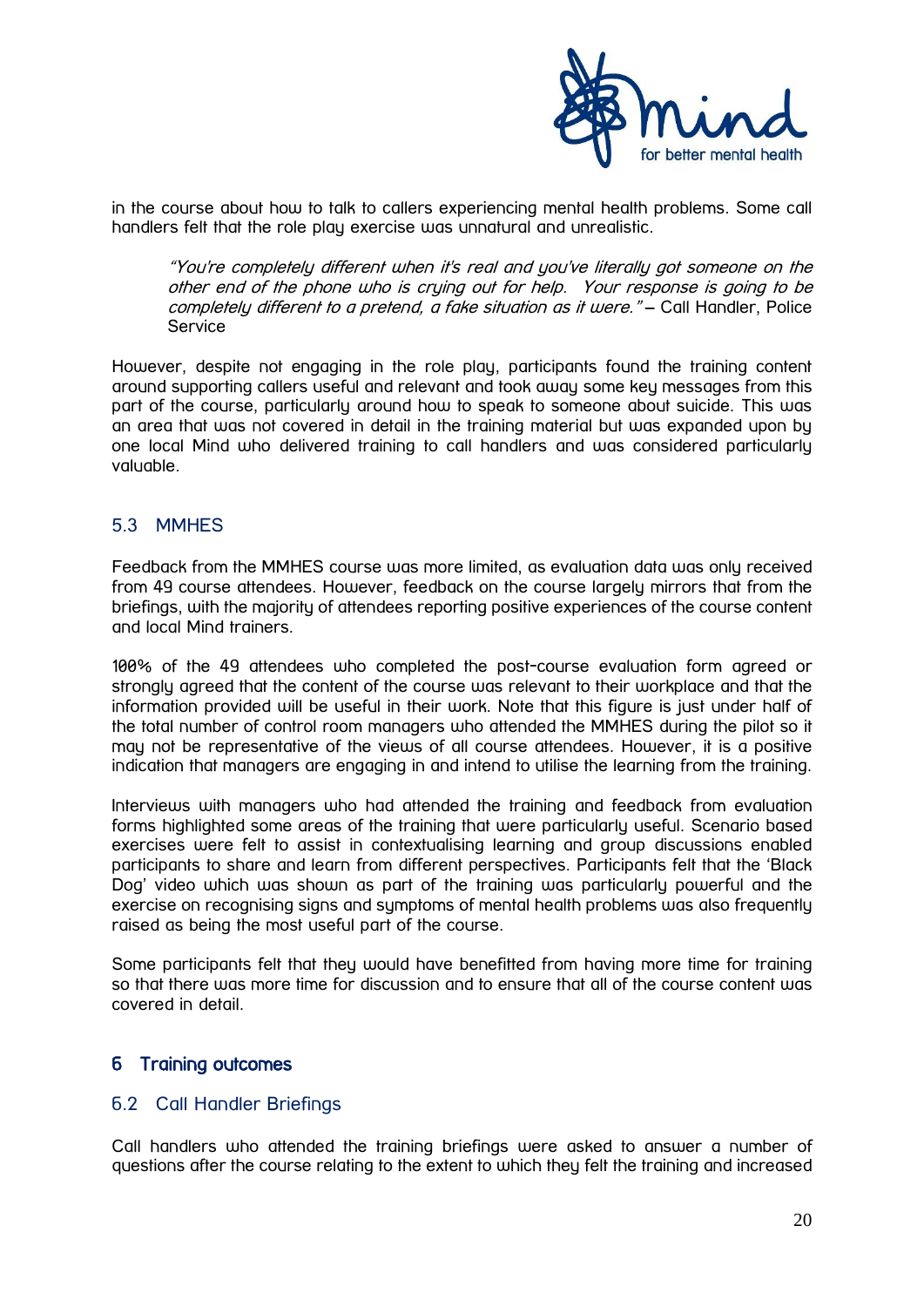in the course about how to talk to callers experiencing mental health problems. Some call handlers felt that the role play exercise was unnatural and unrealistic.

> *"You're completely different when it's real and you've literally got someone on the other end of the phone who is crying out for help. Your response is going to be completely different to a pretend, a fake situation as it were."* – Call Handler, Police Service

However, despite not engaging in the role play, participants found the training content around supporting callers useful and relevant and took away some key messages from this part of the course, particularly around how to speak to someone about suicide. This was an area that was not covered in detail in the training material but was expanded upon by one local Mind who delivered training to call handlers and was considered particularly valuable.

### 5.3 MMHES

Feedback from the MMHES course was more limited, as evaluation data was only received from 49 course attendees. However, feedback on the course largely mirrors that from the briefings, with the majority of attendees reporting positive experiences of the course content and local Mind trainers.

100% of the 49 attendees who completed the post-course evaluation form agreed or strongly agreed that the content of the course was relevant to their workplace and that the information provided will be useful in their work. Note that this figure is just under half of the total number of control room managers who attended the MMHES during the pilot so it may not be representative of the views of all course attendees. However, it is a positive indication that managers are engaging in and intend to utilise the learning from the training.

Interviews with managers who had attended the training and feedback from evaluation forms highlighted some areas of the training that were particularly useful. Scenario based exercises were felt to assist in contextualising learning and group discussions enabled participants to share and learn from different perspectives. Participants felt that the 'Black Dog' video which was shown as part of the training was particularly powerful and the exercise on recognising signs and symptoms of mental health problems was also frequently raised as being the most useful part of the course.

Some participants felt that they would have benefitted from having more time for training so that there was more time for discussion and to ensure that all of the course content was covered in detail.

## 6 Training outcomes

### 6.2 Call Handler Briefings

Call handlers who attended the training briefings were asked to answer a number of questions after the course relating to the extent to which they felt the training and increased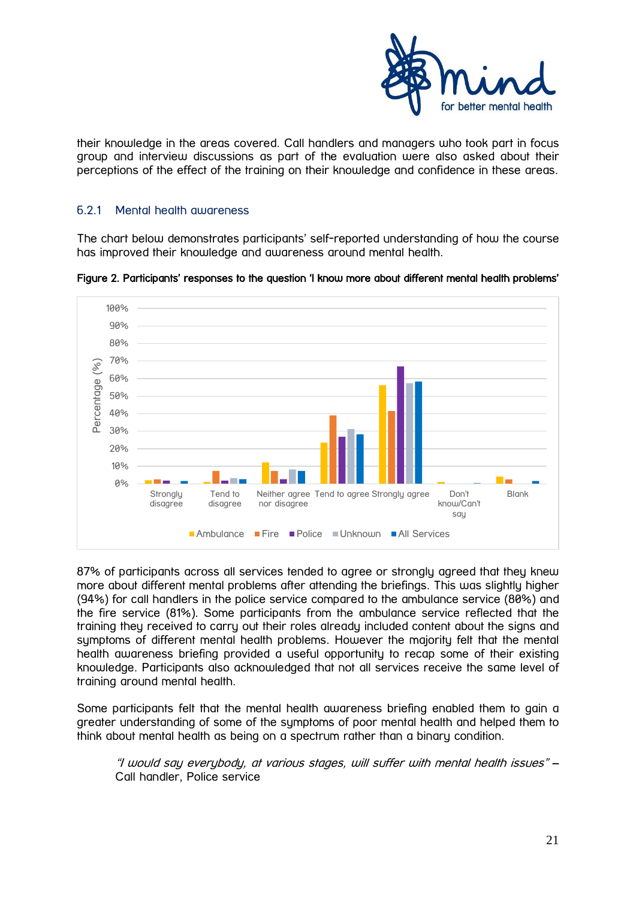their knowledge in the areas covered. Call handlers and managers who took part in focus group and interview discussions as part of the evaluation were also asked about their perceptions of the effect of the training on their knowledge and confidence in these areas.

### 6.2.1 Mental health awareness

The chart below demonstrates participants' self-reported understanding of how the course has improved their knowledge and awareness around mental health.

**Figure 2. Participants' responses to the question 'I know more about different mental health problems'**

87% of participants across all services tended to agree or strongly agreed that they knew more about different mental problems after attending the briefings. This was slightly higher (94%) for call handlers in the police service compared to the ambulance service (80%) and the fire service (81%). Some participants from the ambulance service reflected that the training they received to carry out their roles already included content about the signs and symptoms of different mental health problems. However the majority felt that the mental health awareness briefing provided a useful opportunity to recap some of their existing knowledge. Participants also acknowledged that not all services receive the same level of training around mental health.

Some participants felt that the mental health awareness briefing enabled them to gain a greater understanding of some of the symptoms of poor mental health and helped them to think about mental health as being on a spectrum rather than a binary condition.

> *"I would say everybody, at various stages, will suffer with mental health issues"* – Call handler, Police service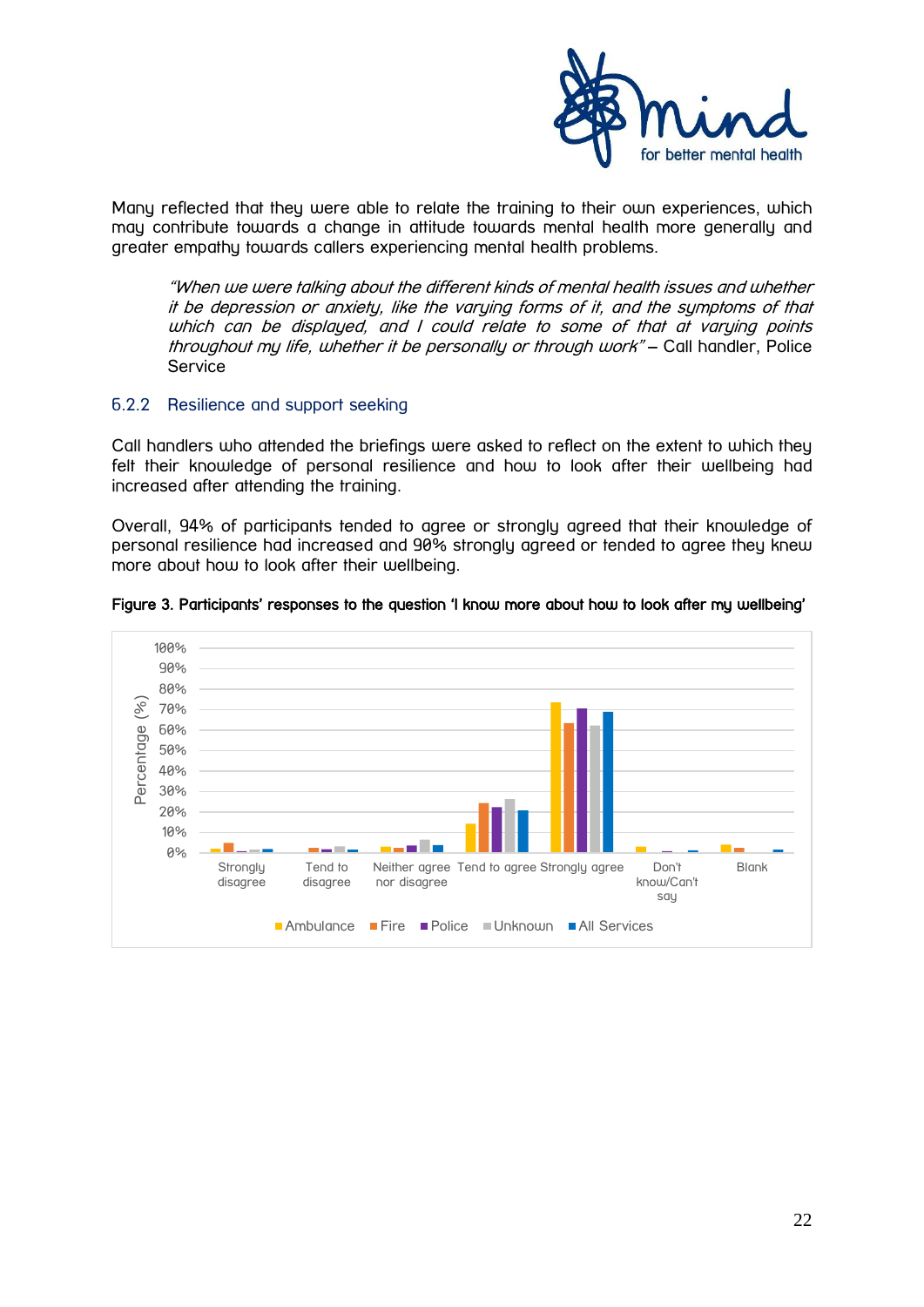Many reflected that they were able to relate the training to their own experiences, which may contribute towards a change in attitude towards mental health more generally and greater empathy towards callers experiencing mental health problems.

> *"When we were talking about the different kinds of mental health issues and whether it be depression or anxiety, like the varying forms of it, and the symptoms of that which can be displayed, and I could relate to some of that at varying points throughout my life, whether it be personally or through work"* – Call handler, Police Service

### 6.2.2 Resilience and support seeking

Call handlers who attended the briefings were asked to reflect on the extent to which they felt their knowledge of personal resilience and how to look after their wellbeing had increased after attending the training.

Overall, 94% of participants tended to agree or strongly agreed that their knowledge of personal resilience had increased and 90% strongly agreed or tended to agree they knew more about how to look after their wellbeing.

**Figure 3. Participants' responses to the question 'I know more about how to look after my wellbeing'**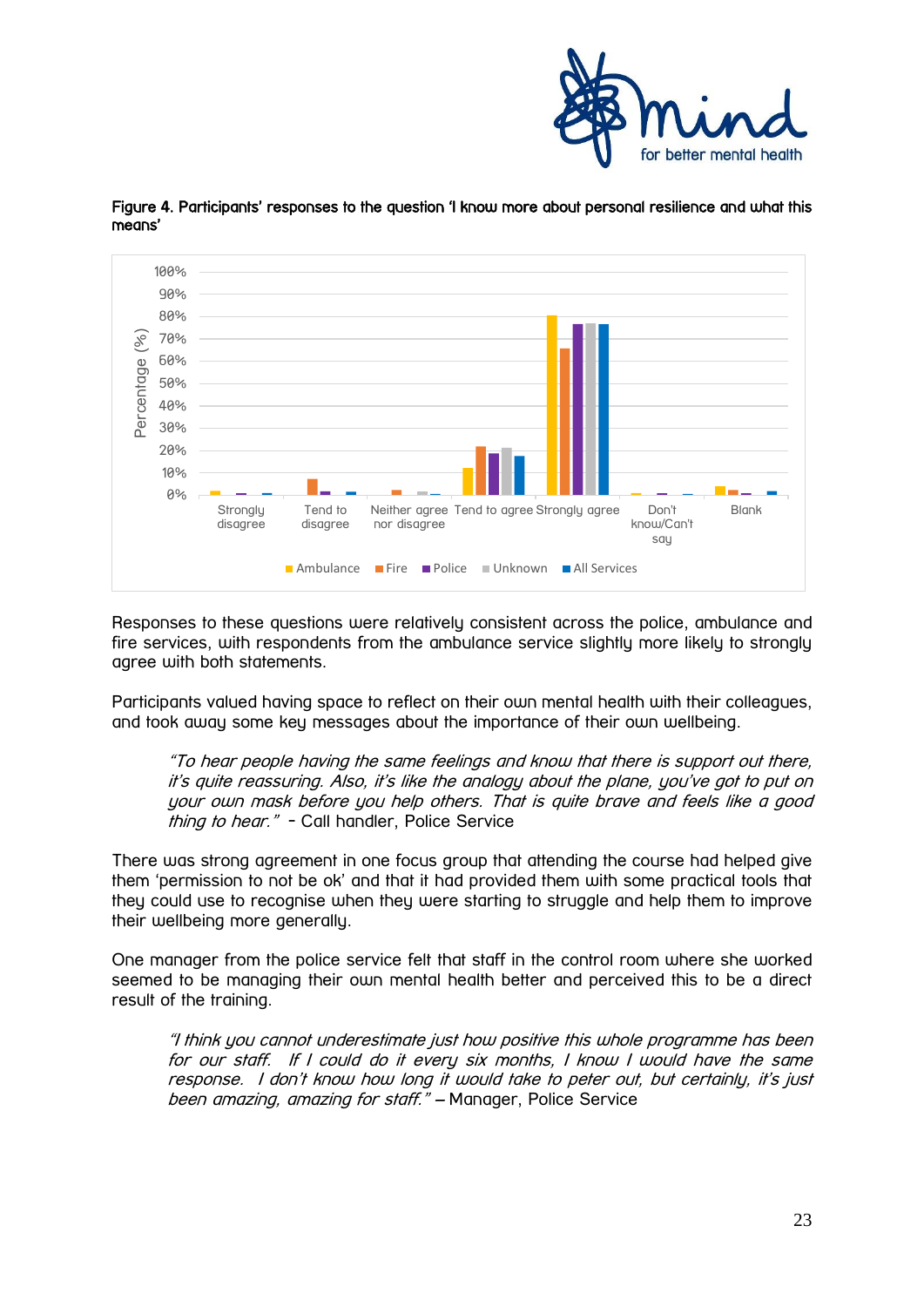**Figure 4. Participants' responses to the question 'I know more about personal resilience and what this means'**

Responses to these questions were relatively consistent across the police, ambulance and fire services, with respondents from the ambulance service slightly more likely to strongly agree with both statements.

Participants valued having space to reflect on their own mental health with their colleagues, and took away some key messages about the importance of their own wellbeing.

> *"To hear people having the same feelings and know that there is support out there, it's quite reassuring. Also, it's like the analogy about the plane, you've got to put on your own mask before you help others. That is quite brave and feels like a good thing to hear."* - Call handler, Police Service

There was strong agreement in one focus group that attending the course had helped give them 'permission to not be ok' and that it had provided them with some practical tools that they could use to recognise when they were starting to struggle and help them to improve their wellbeing more generally.

One manager from the police service felt that staff in the control room where she worked seemed to be managing their own mental health better and perceived this to be a direct result of the training.

> *"I think you cannot underestimate just how positive this whole programme has been for our staff. If I could do it every six months, I know I would have the same response. I don't know how long it would take to peter out, but certainly, it's just been amazing, amazing for staff."* – Manager, Police Service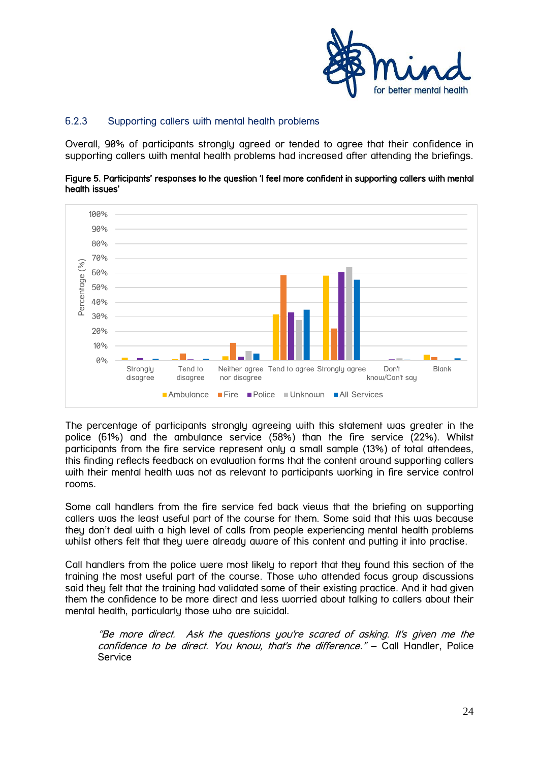### 6.2.3 Supporting callers with mental health problems

Overall, 90% of participants strongly agreed or tended to agree that their confidence in supporting callers with mental health problems had increased after attending the briefings.

**Figure 5. Participants' responses to the question 'I feel more confident in supporting callers with mental health issues'**

The percentage of participants strongly agreeing with this statement was greater in the police (61%) and the ambulance service (58%) than the fire service (22%). Whilst participants from the fire service represent only a small sample (13%) of total attendees, this finding reflects feedback on evaluation forms that the content around supporting callers with their mental health was not as relevant to participants working in fire service control rooms.

Some call handlers from the fire service fed back views that the briefing on supporting callers was the least useful part of the course for them. Some said that this was because they don't deal with a high level of calls from people experiencing mental health problems whilst others felt that they were already aware of this content and putting it into practise.

Call handlers from the police were most likely to report that they found this section of the training the most useful part of the course. Those who attended focus group discussions said they felt that the training had validated some of their existing practice. And it had given them the confidence to be more direct and less worried about talking to callers about their mental health, particularly those who are suicidal.

> *"Be more direct. Ask the questions you're scared of asking. It's given me the confidence to be direct. You know, that's the difference."* – Call Handler, Police Service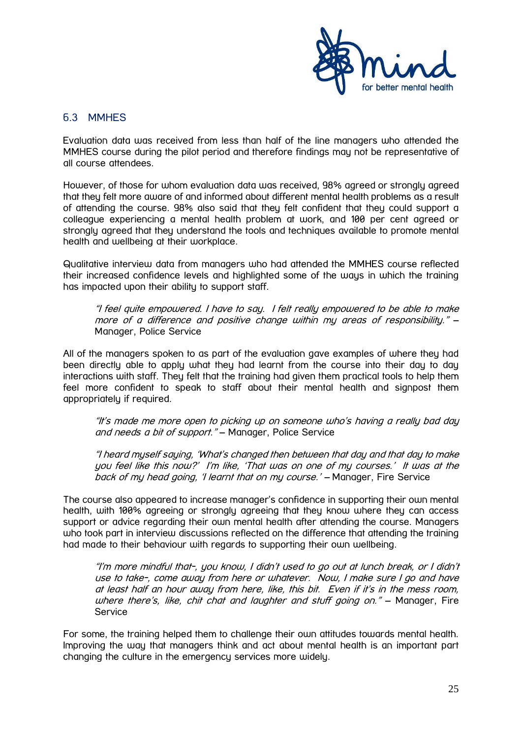### 6.3 MMHES

Evaluation data was received from less than half of the line managers who attended the MMHES course during the pilot period and therefore findings may not be representative of all course attendees.

However, of those for whom evaluation data was received, 98% agreed or strongly agreed that they felt more aware of and informed about different mental health problems as a result of attending the course. 98% also said that they felt confident that they could support a colleague experiencing a mental health problem at work, and 100 per cent agreed or strongly agreed that they understand the tools and techniques available to promote mental health and wellbeing at their workplace.

Qualitative interview data from managers who had attended the MMHES course reflected their increased confidence levels and highlighted some of the ways in which the training has impacted upon their ability to support staff.

> *"I feel quite empowered. I have to say. I felt really empowered to be able to make more of a difference and positive change within my areas of responsibility."* – Manager, Police Service

All of the managers spoken to as part of the evaluation gave examples of where they had been directly able to apply what they had learnt from the course into their day to day interactions with staff. They felt that the training had given them practical tools to help them feel more confident to speak to staff about their mental health and signpost them appropriately if required.

> *"It's made me more open to picking up on someone who's having a really bad day and needs a bit of support."* – Manager, Police Service

> *"I heard myself saying, 'What's changed then between that day and that day to make you feel like this now?' I'm like, 'That was on one of my courses.' It was at the back of my head going, 'I learnt that on my course.'* – Manager, Fire Service

The course also appeared to increase manager's confidence in supporting their own mental health, with 100% agreeing or strongly agreeing that they know where they can access support or advice regarding their own mental health after attending the course. Managers who took part in interview discussions reflected on the difference that attending the training had made to their behaviour with regards to supporting their own wellbeing.

> *"I'm more mindful that-, you know, I didn't used to go out at lunch break, or I didn't use to take-, come away from here or whatever. Now, I make sure I go and have at least half an hour away from here, like, this bit. Even if it's in the mess room, where there's, like, chit chat and laughter and stuff going on."* – Manager, Fire Service

For some, the training helped them to challenge their own attitudes towards mental health. Improving the way that managers think and act about mental health is an important part changing the culture in the emergency services more widely.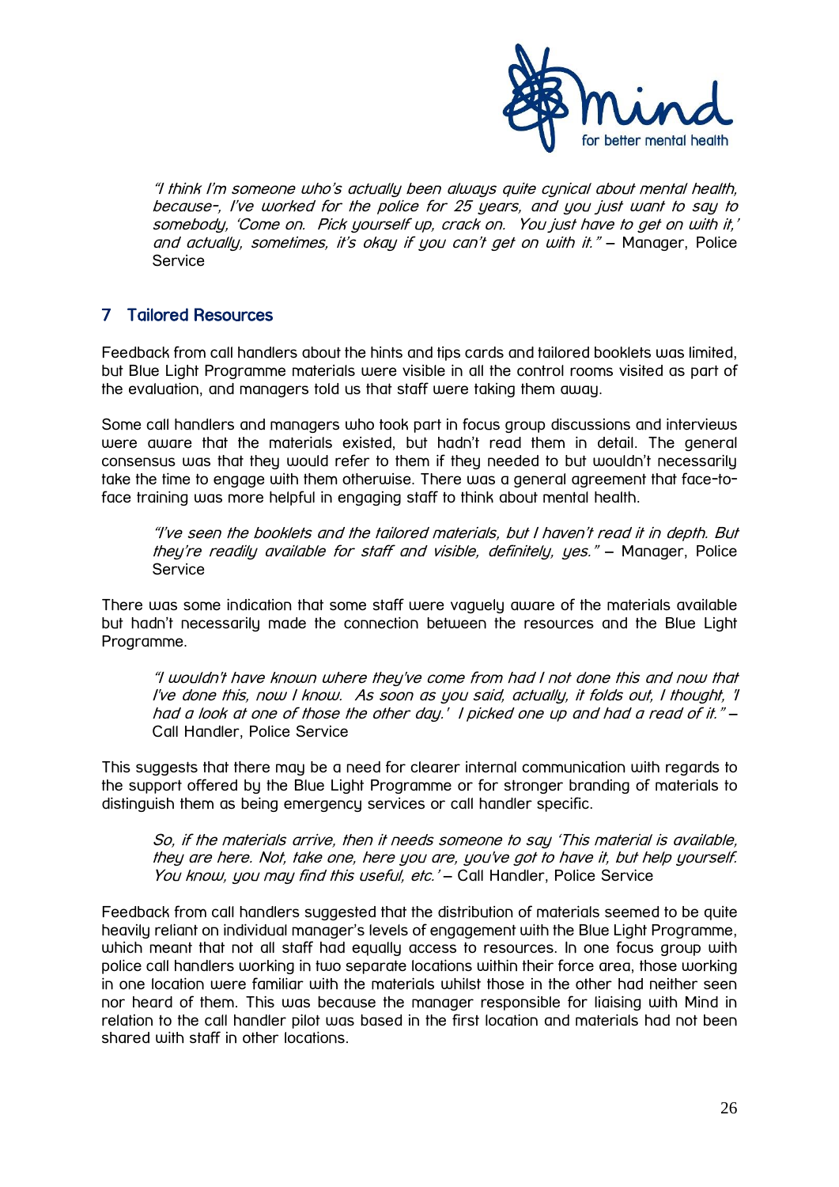> *"I think I'm someone who's actually been always quite cynical about mental health, because-, I've worked for the police for 25 years, and you just want to say to somebody, 'Come on. Pick yourself up, crack on. You just have to get on with it,' and actually, sometimes, it's okay if you can't get on with it."* – Manager, Police Service

## 7 Tailored Resources

Feedback from call handlers about the hints and tips cards and tailored booklets was limited, but Blue Light Programme materials were visible in all the control rooms visited as part of the evaluation, and managers told us that staff were taking them away.

Some call handlers and managers who took part in focus group discussions and interviews were aware that the materials existed, but hadn't read them in detail. The general consensus was that they would refer to them if they needed to but wouldn't necessarily take the time to engage with them otherwise. There was a general agreement that face-to-face training was more helpful in engaging staff to think about mental health.

> *"I've seen the booklets and the tailored materials, but I haven't read it in depth. But they're readily available for staff and visible, definitely, yes."* – Manager, Police Service

There was some indication that some staff were vaguely aware of the materials available but hadn't necessarily made the connection between the resources and the Blue Light Programme.

> *"I wouldn't have known where they've come from had I not done this and now that I've done this, now I know. As soon as you said, actually, it folds out, I thought, 'I had a look at one of those the other day.' I picked one up and had a read of it."* – Call Handler, Police Service

This suggests that there may be a need for clearer internal communication with regards to the support offered by the Blue Light Programme or for stronger branding of materials to distinguish them as being emergency services or call handler specific.

> *So, if the materials arrive, then it needs someone to say 'This material is available, they are here. Not, take one, here you are, you've got to have it, but help yourself. You know, you may find this useful, etc.'* – Call Handler, Police Service

Feedback from call handlers suggested that the distribution of materials seemed to be quite heavily reliant on individual manager's levels of engagement with the Blue Light Programme, which meant that not all staff had equally access to resources. In one focus group with police call handlers working in two separate locations within their force area, those working in one location were familiar with the materials whilst those in the other had neither seen nor heard of them. This was because the manager responsible for liaising with Mind in relation to the call handler pilot was based in the first location and materials had not been shared with staff in other locations.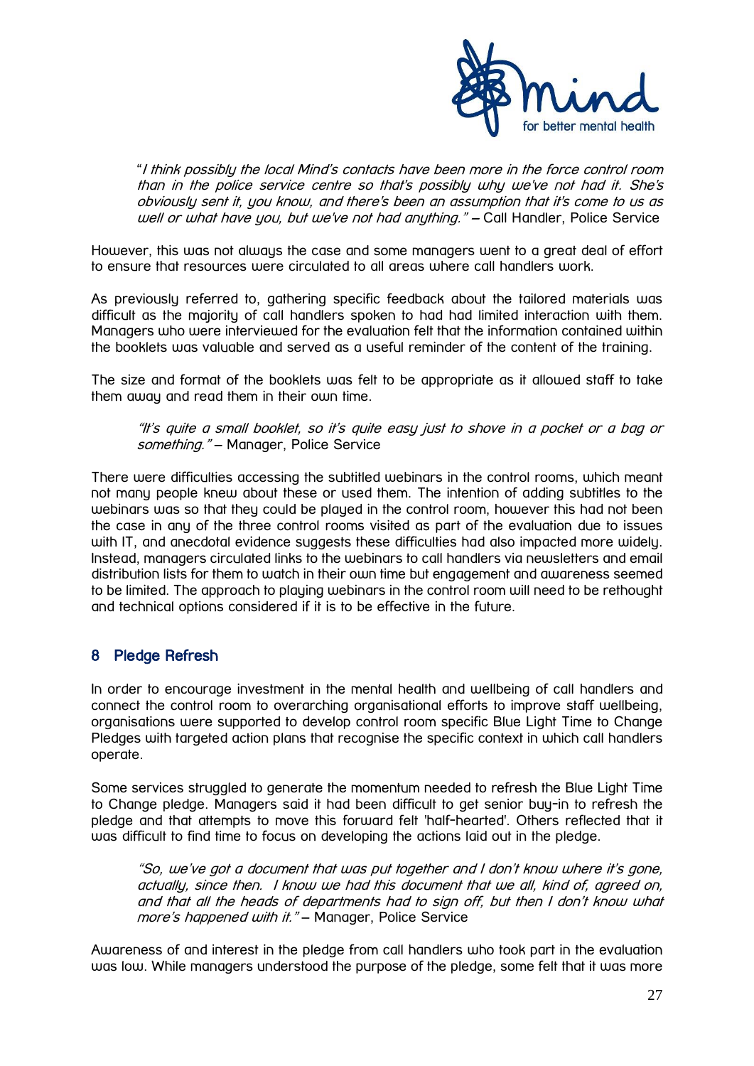> "*I think possibly the local Mind's contacts have been more in the force control room than in the police service centre so that's possibly why we've not had it. She's obviously sent it, you know, and there's been an assumption that it's come to us as well or what have you, but we've not had anything.*" – Call Handler, Police Service

However, this was not always the case and some managers went to a great deal of effort to ensure that resources were circulated to all areas where call handlers work.

As previously referred to, gathering specific feedback about the tailored materials was difficult as the majority of call handlers spoken to had had limited interaction with them. Managers who were interviewed for the evaluation felt that the information contained within the booklets was valuable and served as a useful reminder of the content of the training.

The size and format of the booklets was felt to be appropriate as it allowed staff to take them away and read them in their own time.

> "*It's quite a small booklet, so it's quite easy just to shove in a pocket or a bag or something.*" – Manager, Police Service

There were difficulties accessing the subtitled webinars in the control rooms, which meant not many people knew about these or used them. The intention of adding subtitles to the webinars was so that they could be played in the control room, however this had not been the case in any of the three control rooms visited as part of the evaluation due to issues with IT, and anecdotal evidence suggests these difficulties had also impacted more widely. Instead, managers circulated links to the webinars to call handlers via newsletters and email distribution lists for them to watch in their own time but engagement and awareness seemed to be limited. The approach to playing webinars in the control room will need to be rethought and technical options considered if it is to be effective in the future.

## 8 Pledge Refresh

In order to encourage investment in the mental health and wellbeing of call handlers and connect the control room to overarching organisational efforts to improve staff wellbeing, organisations were supported to develop control room specific Blue Light Time to Change Pledges with targeted action plans that recognise the specific context in which call handlers operate.

Some services struggled to generate the momentum needed to refresh the Blue Light Time to Change pledge. Managers said it had been difficult to get senior buy-in to refresh the pledge and that attempts to move this forward felt 'half-hearted'. Others reflected that it was difficult to find time to focus on developing the actions laid out in the pledge.

> "*So, we've got a document that was put together and I don't know where it's gone, actually, since then. I know we had this document that we all, kind of, agreed on, and that all the heads of departments had to sign off, but then I don't know what more's happened with it.*" – Manager, Police Service

Awareness of and interest in the pledge from call handlers who took part in the evaluation was low. While managers understood the purpose of the pledge, some felt that it was more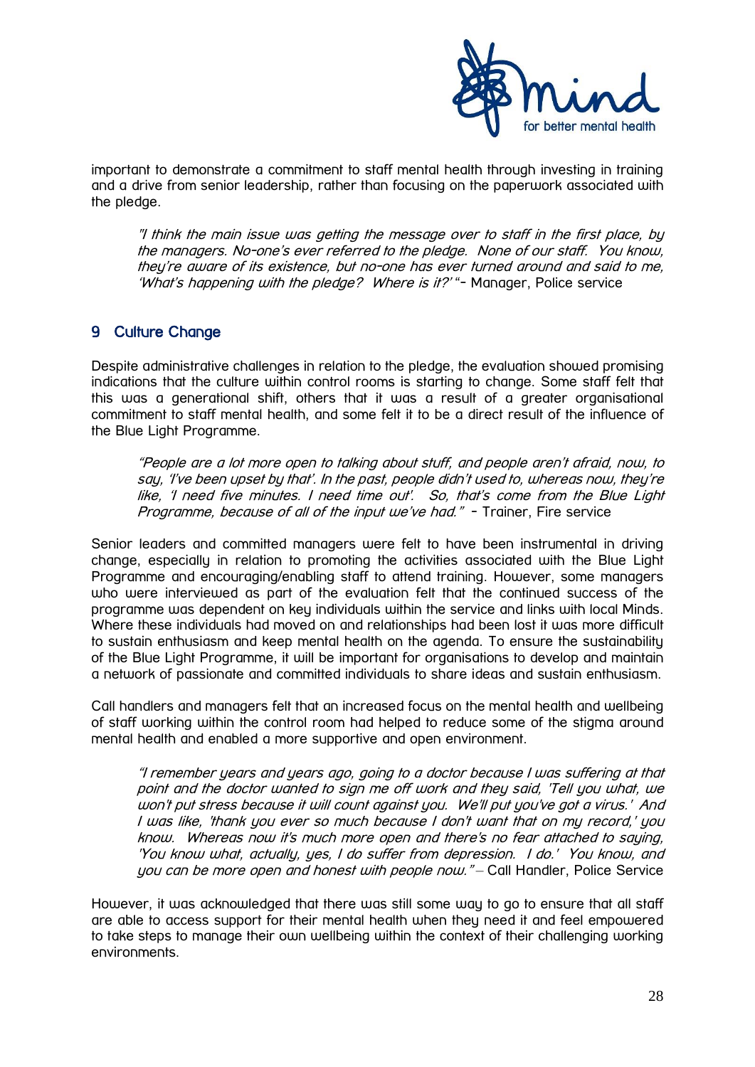important to demonstrate a commitment to staff mental health through investing in training and a drive from senior leadership, rather than focusing on the paperwork associated with the pledge.

> *"I think the main issue was getting the message over to staff in the first place, by the managers. No-one's ever referred to the pledge. None of our staff. You know, they're aware of its existence, but no-one has ever turned around and said to me, 'What's happening with the pledge? Where is it?'* "- Manager, Police service

## 9 Culture Change

Despite administrative challenges in relation to the pledge, the evaluation showed promising indications that the culture within control rooms is starting to change. Some staff felt that this was a generational shift, others that it was a result of a greater organisational commitment to staff mental health, and some felt it to be a direct result of the influence of the Blue Light Programme.

> *"People are a lot more open to talking about stuff, and people aren't afraid, now, to say, 'I've been upset by that'. In the past, people didn't used to, whereas now, they're like, 'I need five minutes. I need time out'. So, that's come from the Blue Light Programme, because of all of the input we've had."* - Trainer, Fire service

Senior leaders and committed managers were felt to have been instrumental in driving change, especially in relation to promoting the activities associated with the Blue Light Programme and encouraging/enabling staff to attend training. However, some managers who were interviewed as part of the evaluation felt that the continued success of the programme was dependent on key individuals within the service and links with local Minds. Where these individuals had moved on and relationships had been lost it was more difficult to sustain enthusiasm and keep mental health on the agenda. To ensure the sustainability of the Blue Light Programme, it will be important for organisations to develop and maintain a network of passionate and committed individuals to share ideas and sustain enthusiasm.

Call handlers and managers felt that an increased focus on the mental health and wellbeing of staff working within the control room had helped to reduce some of the stigma around mental health and enabled a more supportive and open environment.

> *"I remember years and years ago, going to a doctor because I was suffering at that point and the doctor wanted to sign me off work and they said, 'Tell you what, we won't put stress because it will count against you. We'll put you've got a virus.' And I was like, 'thank you ever so much because I don't want that on my record,' you know. Whereas now it's much more open and there's no fear attached to saying, 'You know what, actually, yes, I do suffer from depression. I do.' You know, and you can be more open and honest with people now."* – Call Handler, Police Service

However, it was acknowledged that there was still some way to go to ensure that all staff are able to access support for their mental health when they need it and feel empowered to take steps to manage their own wellbeing within the context of their challenging working environments.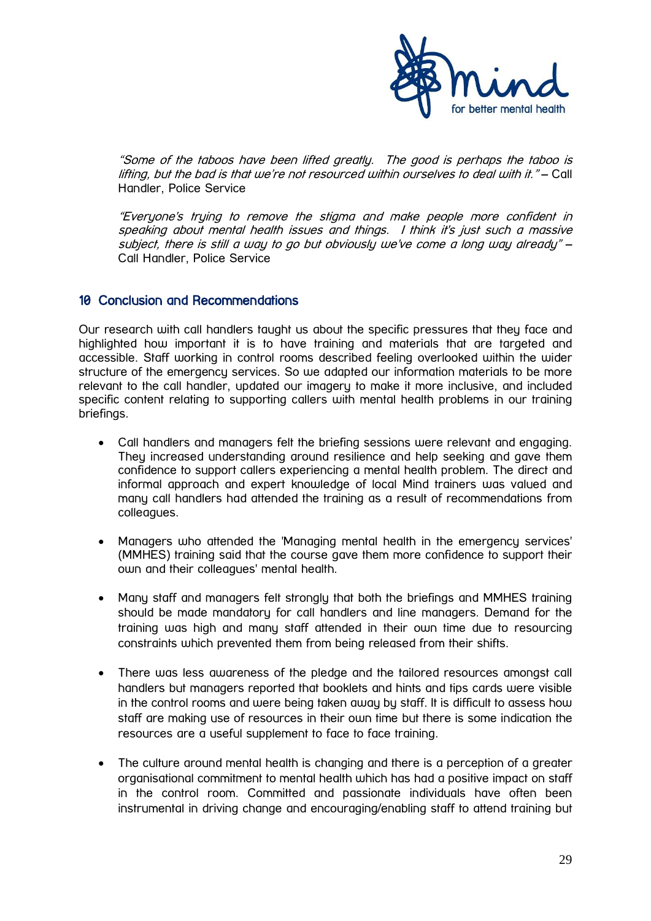*"Some of the taboos have been lifted greatly. The good is perhaps the taboo is lifting, but the bad is that we're not resourced within ourselves to deal with it."* – Call Handler, Police Service

*"Everyone's trying to remove the stigma and make people more confident in speaking about mental health issues and things. I think it's just such a massive subject, there is still a way to go but obviously we've come a long way already"* – Call Handler, Police Service

## 10 Conclusion and Recommendations

Our research with call handlers taught us about the specific pressures that they face and highlighted how important it is to have training and materials that are targeted and accessible. Staff working in control rooms described feeling overlooked within the wider structure of the emergency services. So we adapted our information materials to be more relevant to the call handler, updated our imagery to make it more inclusive, and included specific content relating to supporting callers with mental health problems in our training briefings.

- Call handlers and managers felt the briefing sessions were relevant and engaging. They increased understanding around resilience and help seeking and gave them confidence to support callers experiencing a mental health problem. The direct and informal approach and expert knowledge of local Mind trainers was valued and many call handlers had attended the training as a result of recommendations from colleagues.

- Managers who attended the 'Managing mental health in the emergency services' (MMHES) training said that the course gave them more confidence to support their own and their colleagues' mental health.

- Many staff and managers felt strongly that both the briefings and MMHES training should be made mandatory for call handlers and line managers. Demand for the training was high and many staff attended in their own time due to resourcing constraints which prevented them from being released from their shifts.

- There was less awareness of the pledge and the tailored resources amongst call handlers but managers reported that booklets and hints and tips cards were visible in the control rooms and were being taken away by staff. It is difficult to assess how staff are making use of resources in their own time but there is some indication the resources are a useful supplement to face to face training.

- The culture around mental health is changing and there is a perception of a greater organisational commitment to mental health which has had a positive impact on staff in the control room. Committed and passionate individuals have often been instrumental in driving change and encouraging/enabling staff to attend training but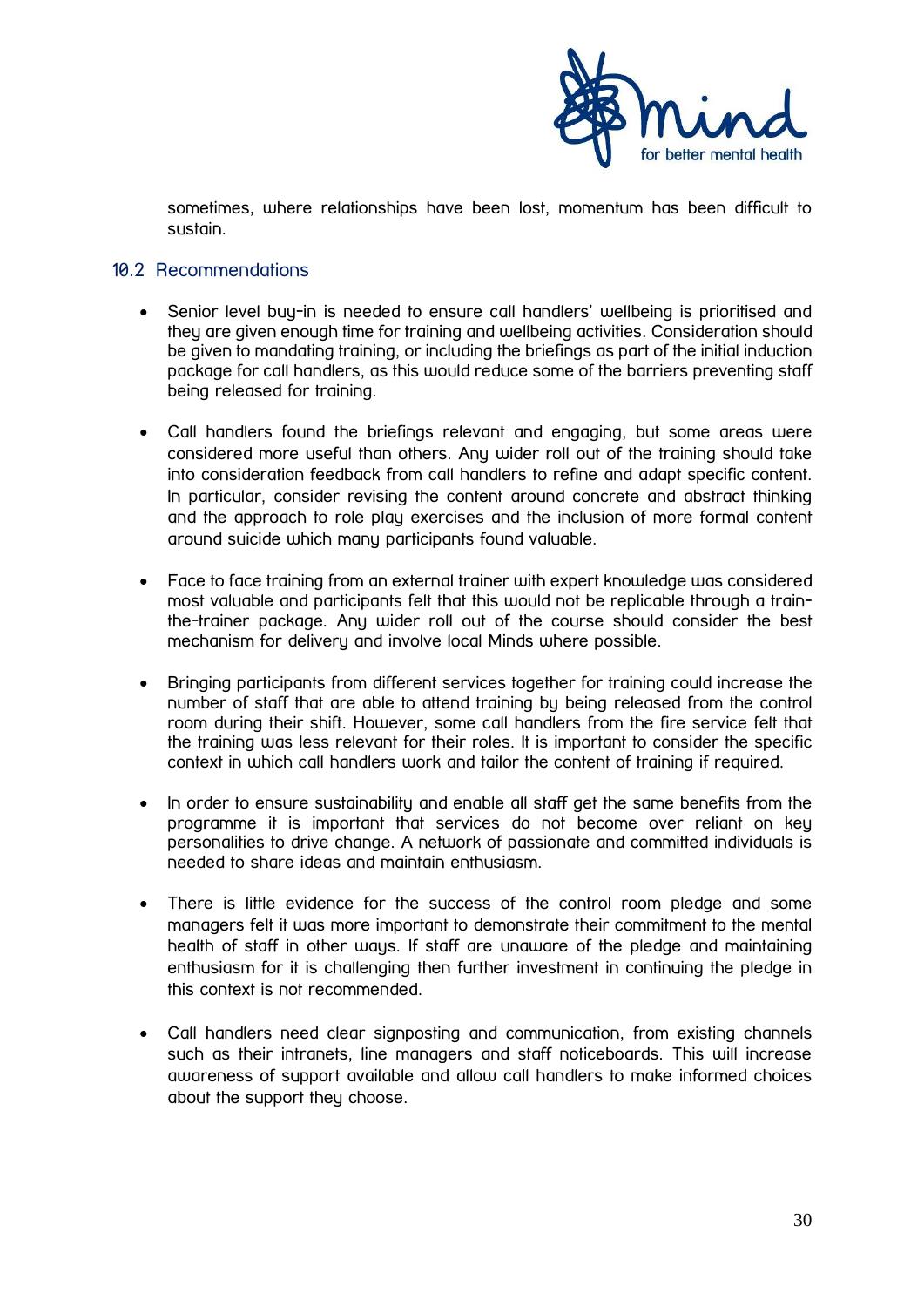sometimes, where relationships have been lost, momentum has been difficult to sustain.

## 10.2 Recommendations

- Senior level buy-in is needed to ensure call handlers' wellbeing is prioritised and they are given enough time for training and wellbeing activities. Consideration should be given to mandating training, or including the briefings as part of the initial induction package for call handlers, as this would reduce some of the barriers preventing staff being released for training.

- Call handlers found the briefings relevant and engaging, but some areas were considered more useful than others. Any wider roll out of the training should take into consideration feedback from call handlers to refine and adapt specific content. In particular, consider revising the content around concrete and abstract thinking and the approach to role play exercises and the inclusion of more formal content around suicide which many participants found valuable.

- Face to face training from an external trainer with expert knowledge was considered most valuable and participants felt that this would not be replicable through a train-the-trainer package. Any wider roll out of the course should consider the best mechanism for delivery and involve local Minds where possible.

- Bringing participants from different services together for training could increase the number of staff that are able to attend training by being released from the control room during their shift. However, some call handlers from the fire service felt that the training was less relevant for their roles. It is important to consider the specific context in which call handlers work and tailor the content of training if required.

- In order to ensure sustainability and enable all staff get the same benefits from the programme it is important that services do not become over reliant on key personalities to drive change. A network of passionate and committed individuals is needed to share ideas and maintain enthusiasm.

- There is little evidence for the success of the control room pledge and some managers felt it was more important to demonstrate their commitment to the mental health of staff in other ways. If staff are unaware of the pledge and maintaining enthusiasm for it is challenging then further investment in continuing the pledge in this context is not recommended.

- Call handlers need clear signposting and communication, from existing channels such as their intranets, line managers and staff noticeboards. This will increase awareness of support available and allow call handlers to make informed choices about the support they choose.